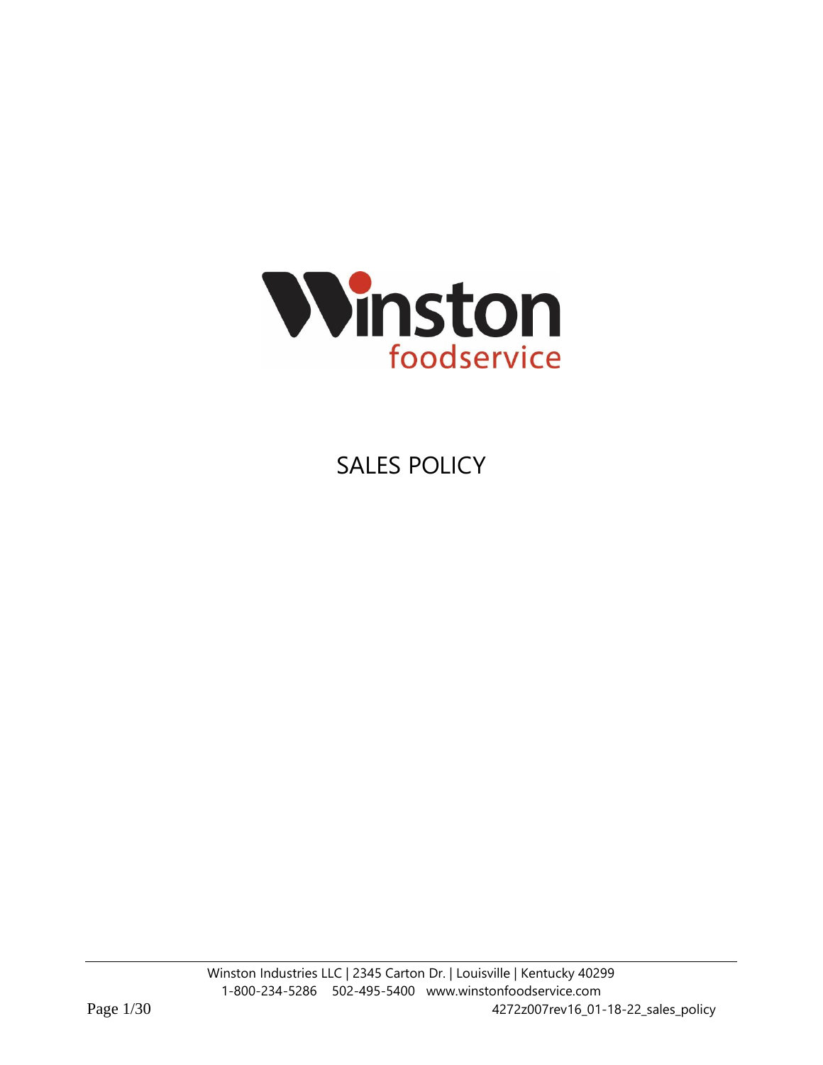# SALES POLICY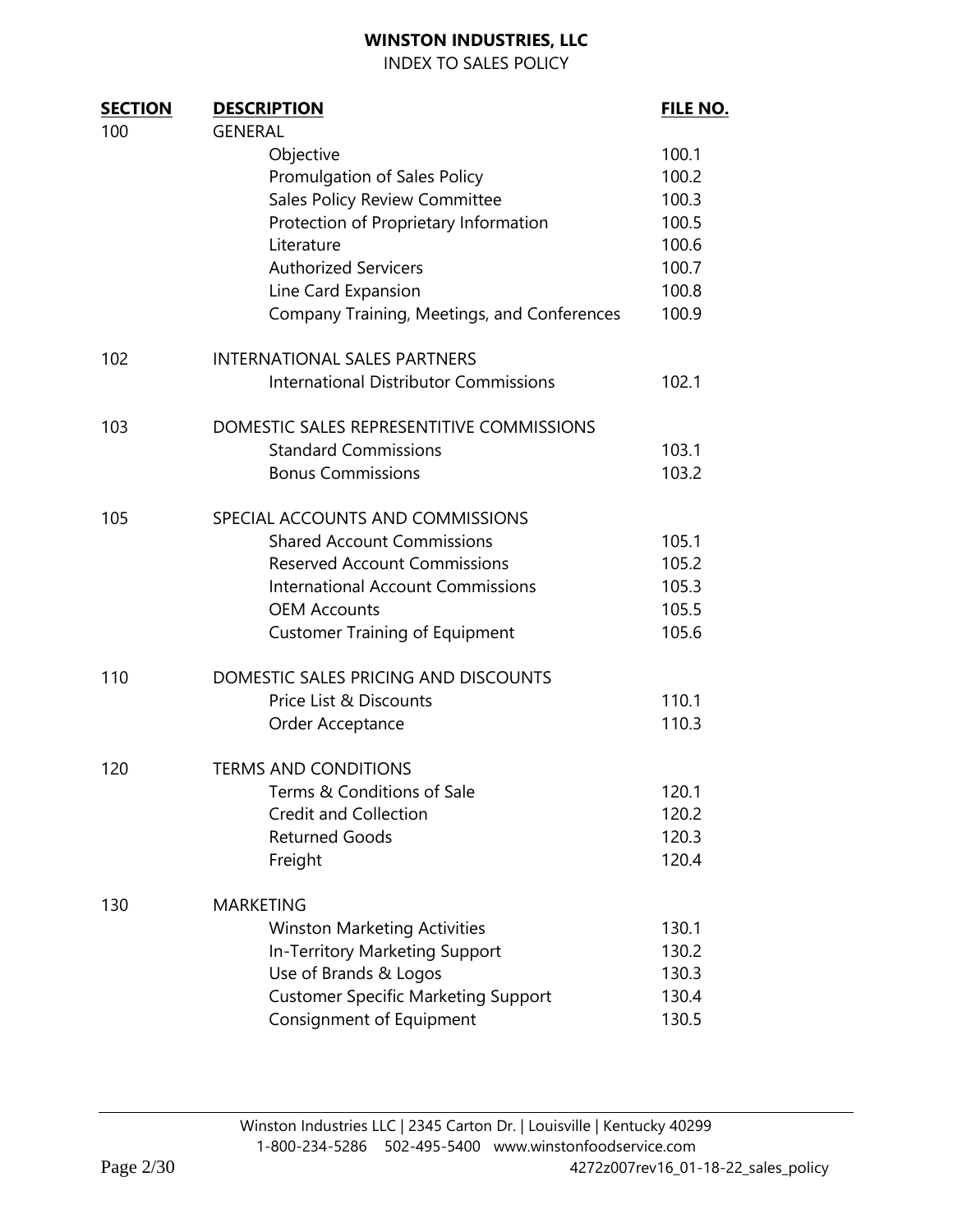# WINSTON INDUSTRIES, LLC

INDEX TO SALES POLICY

| SECTION | DESCRIPTION | FILE NO. |
|---|---|---|
| 100 | GENERAL | |
| | Objective | 100.1 |
| | Promulgation of Sales Policy | 100.2 |
| | Sales Policy Review Committee | 100.3 |
| | Protection of Proprietary Information | 100.5 |
| | Literature | 100.6 |
| | Authorized Servicers | 100.7 |
| | Line Card Expansion | 100.8 |
| | Company Training, Meetings, and Conferences | 100.9 |
| 102 | INTERNATIONAL SALES PARTNERS | |
| | International Distributor Commissions | 102.1 |
| 103 | DOMESTIC SALES REPRESENTITIVE COMMISSIONS | |
| | Standard Commissions | 103.1 |
| | Bonus Commissions | 103.2 |
| 105 | SPECIAL ACCOUNTS AND COMMISSIONS | |
| | Shared Account Commissions | 105.1 |
| | Reserved Account Commissions | 105.2 |
| | International Account Commissions | 105.3 |
| | OEM Accounts | 105.5 |
| | Customer Training of Equipment | 105.6 |
| 110 | DOMESTIC SALES PRICING AND DISCOUNTS | |
| | Price List & Discounts | 110.1 |
| | Order Acceptance | 110.3 |
| 120 | TERMS AND CONDITIONS | |
| | Terms & Conditions of Sale | 120.1 |
| | Credit and Collection | 120.2 |
| | Returned Goods | 120.3 |
| | Freight | 120.4 |
| 130 | MARKETING | |
| | Winston Marketing Activities | 130.1 |
| | In-Territory Marketing Support | 130.2 |
| | Use of Brands & Logos | 130.3 |
| | Customer Specific Marketing Support | 130.4 |
| | Consignment of Equipment | 130.5 |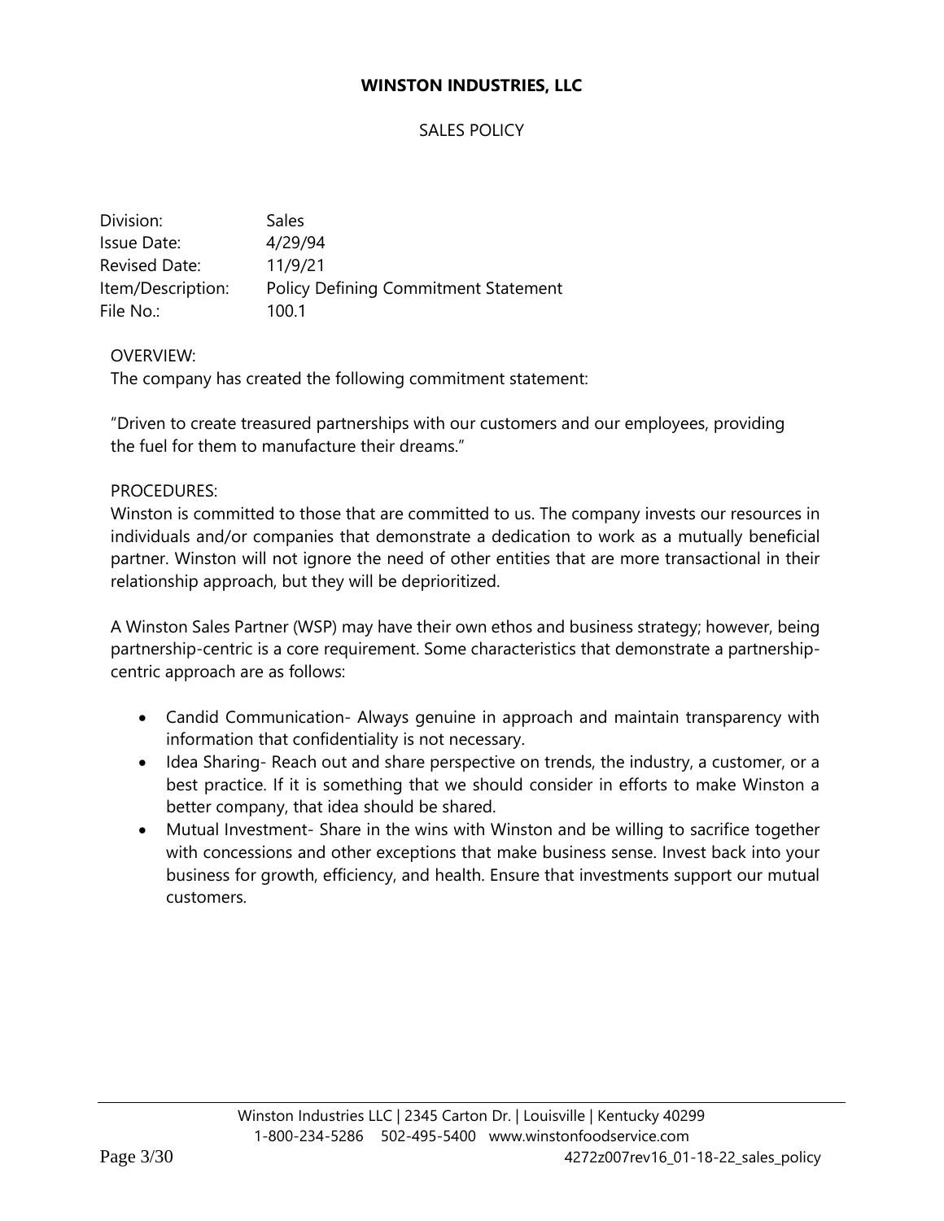**WINSTON INDUSTRIES, LLC**

SALES POLICY

| | |
|---|---|
| Division: | Sales |
| Issue Date: | 4/29/94 |
| Revised Date: | 11/9/21 |
| Item/Description: | Policy Defining Commitment Statement |
| File No.: | 100.1 |

OVERVIEW:
The company has created the following commitment statement:

"Driven to create treasured partnerships with our customers and our employees, providing the fuel for them to manufacture their dreams."

PROCEDURES:
Winston is committed to those that are committed to us. The company invests our resources in individuals and/or companies that demonstrate a dedication to work as a mutually beneficial partner. Winston will not ignore the need of other entities that are more transactional in their relationship approach, but they will be deprioritized.

A Winston Sales Partner (WSP) may have their own ethos and business strategy; however, being partnership-centric is a core requirement. Some characteristics that demonstrate a partnership-centric approach are as follows:

- Candid Communication- Always genuine in approach and maintain transparency with information that confidentiality is not necessary.
- Idea Sharing- Reach out and share perspective on trends, the industry, a customer, or a best practice. If it is something that we should consider in efforts to make Winston a better company, that idea should be shared.
- Mutual Investment- Share in the wins with Winston and be willing to sacrifice together with concessions and other exceptions that make business sense. Invest back into your business for growth, efficiency, and health. Ensure that investments support our mutual customers.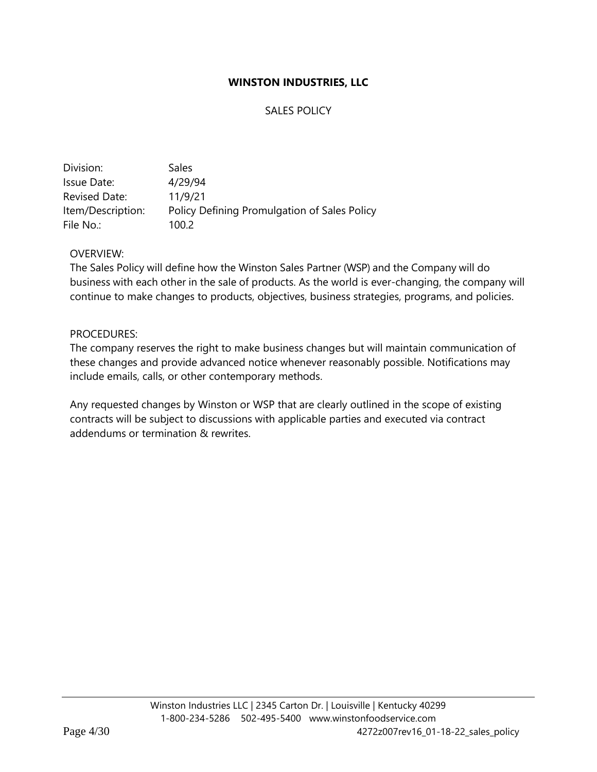**WINSTON INDUSTRIES, LLC**

SALES POLICY

| | |
|---|---|
| Division: | Sales |
| Issue Date: | 4/29/94 |
| Revised Date: | 11/9/21 |
| Item/Description: | Policy Defining Promulgation of Sales Policy |
| File No.: | 100.2 |

OVERVIEW:

The Sales Policy will define how the Winston Sales Partner (WSP) and the Company will do business with each other in the sale of products. As the world is ever-changing, the company will continue to make changes to products, objectives, business strategies, programs, and policies.

PROCEDURES:

The company reserves the right to make business changes but will maintain communication of these changes and provide advanced notice whenever reasonably possible. Notifications may include emails, calls, or other contemporary methods.

Any requested changes by Winston or WSP that are clearly outlined in the scope of existing contracts will be subject to discussions with applicable parties and executed via contract addendums or termination & rewrites.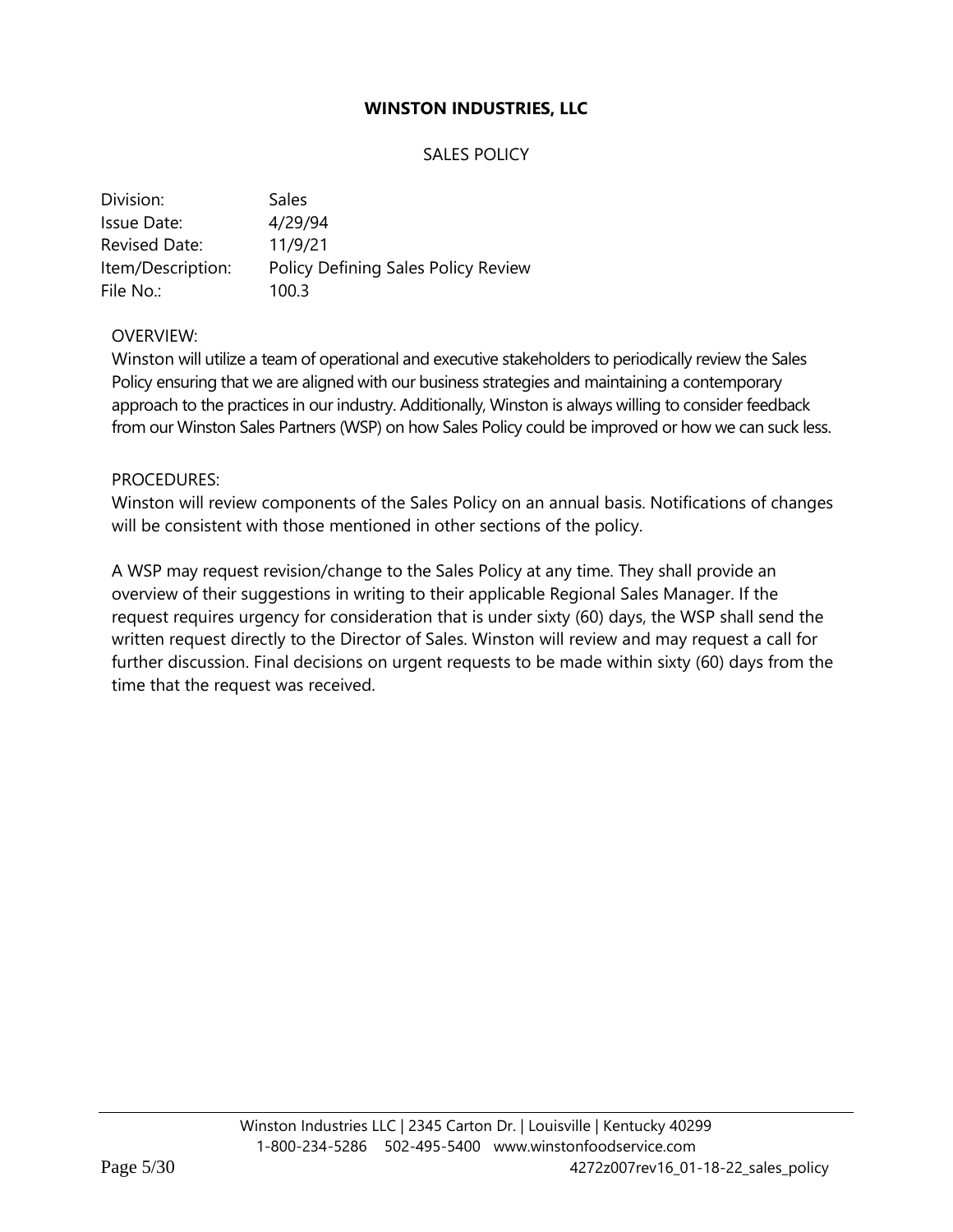**WINSTON INDUSTRIES, LLC**

SALES POLICY

| | |
|---|---|
| Division: | Sales |
| Issue Date: | 4/29/94 |
| Revised Date: | 11/9/21 |
| Item/Description: | Policy Defining Sales Policy Review |
| File No.: | 100.3 |

OVERVIEW:

Winston will utilize a team of operational and executive stakeholders to periodically review the Sales Policy ensuring that we are aligned with our business strategies and maintaining a contemporary approach to the practices in our industry. Additionally, Winston is always willing to consider feedback from our Winston Sales Partners (WSP) on how Sales Policy could be improved or how we can suck less.

PROCEDURES:

Winston will review components of the Sales Policy on an annual basis. Notifications of changes will be consistent with those mentioned in other sections of the policy.

A WSP may request revision/change to the Sales Policy at any time. They shall provide an overview of their suggestions in writing to their applicable Regional Sales Manager. If the request requires urgency for consideration that is under sixty (60) days, the WSP shall send the written request directly to the Director of Sales. Winston will review and may request a call for further discussion. Final decisions on urgent requests to be made within sixty (60) days from the time that the request was received.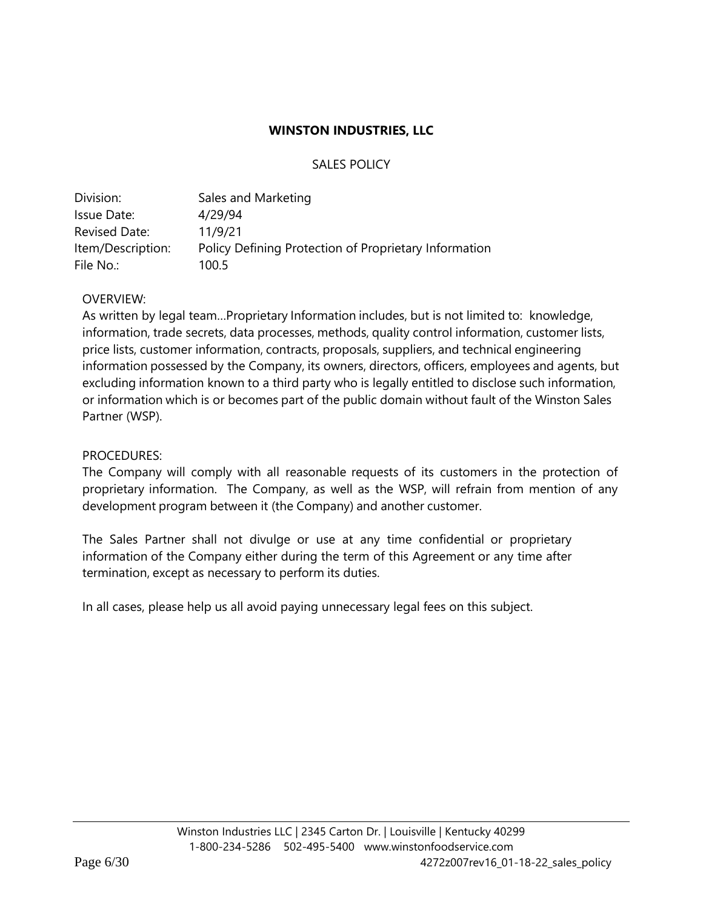**WINSTON INDUSTRIES, LLC**

SALES POLICY

| | |
|---|---|
| Division: | Sales and Marketing |
| Issue Date: | 4/29/94 |
| Revised Date: | 11/9/21 |
| Item/Description: | Policy Defining Protection of Proprietary Information |
| File No.: | 100.5 |

OVERVIEW:

As written by legal team…Proprietary Information includes, but is not limited to: knowledge, information, trade secrets, data processes, methods, quality control information, customer lists, price lists, customer information, contracts, proposals, suppliers, and technical engineering information possessed by the Company, its owners, directors, officers, employees and agents, but excluding information known to a third party who is legally entitled to disclose such information, or information which is or becomes part of the public domain without fault of the Winston Sales Partner (WSP).

PROCEDURES:

The Company will comply with all reasonable requests of its customers in the protection of proprietary information. The Company, as well as the WSP, will refrain from mention of any development program between it (the Company) and another customer.

The Sales Partner shall not divulge or use at any time confidential or proprietary information of the Company either during the term of this Agreement or any time after termination, except as necessary to perform its duties.

In all cases, please help us all avoid paying unnecessary legal fees on this subject.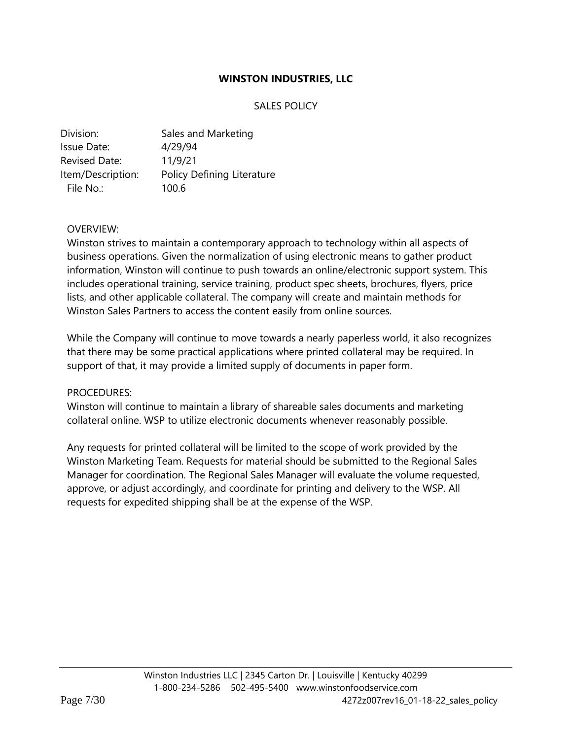**WINSTON INDUSTRIES, LLC**

SALES POLICY

| | |
|---|---|
| Division: | Sales and Marketing |
| Issue Date: | 4/29/94 |
| Revised Date: | 11/9/21 |
| Item/Description: | Policy Defining Literature |
| File No.: | 100.6 |

OVERVIEW:

Winston strives to maintain a contemporary approach to technology within all aspects of business operations. Given the normalization of using electronic means to gather product information, Winston will continue to push towards an online/electronic support system. This includes operational training, service training, product spec sheets, brochures, flyers, price lists, and other applicable collateral. The company will create and maintain methods for Winston Sales Partners to access the content easily from online sources.

While the Company will continue to move towards a nearly paperless world, it also recognizes that there may be some practical applications where printed collateral may be required. In support of that, it may provide a limited supply of documents in paper form.

PROCEDURES:

Winston will continue to maintain a library of shareable sales documents and marketing collateral online. WSP to utilize electronic documents whenever reasonably possible.

Any requests for printed collateral will be limited to the scope of work provided by the Winston Marketing Team. Requests for material should be submitted to the Regional Sales Manager for coordination. The Regional Sales Manager will evaluate the volume requested, approve, or adjust accordingly, and coordinate for printing and delivery to the WSP. All requests for expedited shipping shall be at the expense of the WSP.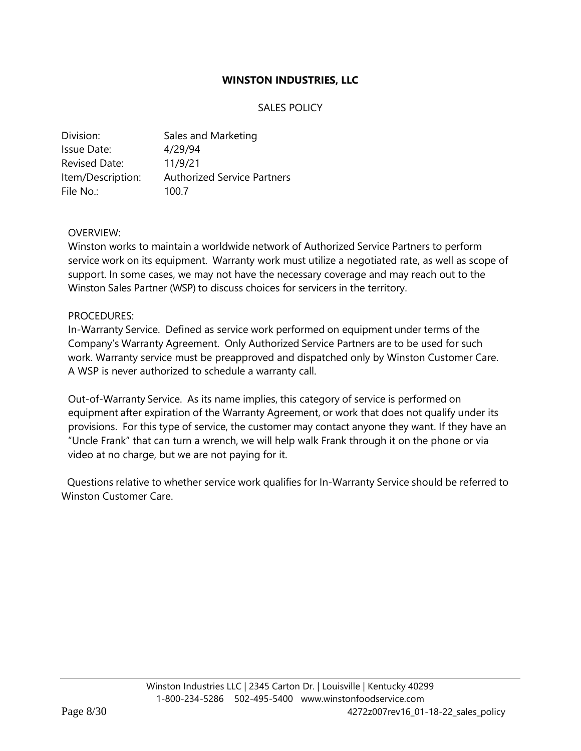**WINSTON INDUSTRIES, LLC**

SALES POLICY

| | |
|---|---|
| Division: | Sales and Marketing |
| Issue Date: | 4/29/94 |
| Revised Date: | 11/9/21 |
| Item/Description: | Authorized Service Partners |
| File No.: | 100.7 |

OVERVIEW:
Winston works to maintain a worldwide network of Authorized Service Partners to perform service work on its equipment. Warranty work must utilize a negotiated rate, as well as scope of support. In some cases, we may not have the necessary coverage and may reach out to the Winston Sales Partner (WSP) to discuss choices for servicers in the territory.

PROCEDURES:
In-Warranty Service. Defined as service work performed on equipment under terms of the Company's Warranty Agreement. Only Authorized Service Partners are to be used for such work. Warranty service must be preapproved and dispatched only by Winston Customer Care. A WSP is never authorized to schedule a warranty call.

Out-of-Warranty Service. As its name implies, this category of service is performed on equipment after expiration of the Warranty Agreement, or work that does not qualify under its provisions. For this type of service, the customer may contact anyone they want. If they have an "Uncle Frank" that can turn a wrench, we will help walk Frank through it on the phone or via video at no charge, but we are not paying for it.

Questions relative to whether service work qualifies for In-Warranty Service should be referred to Winston Customer Care.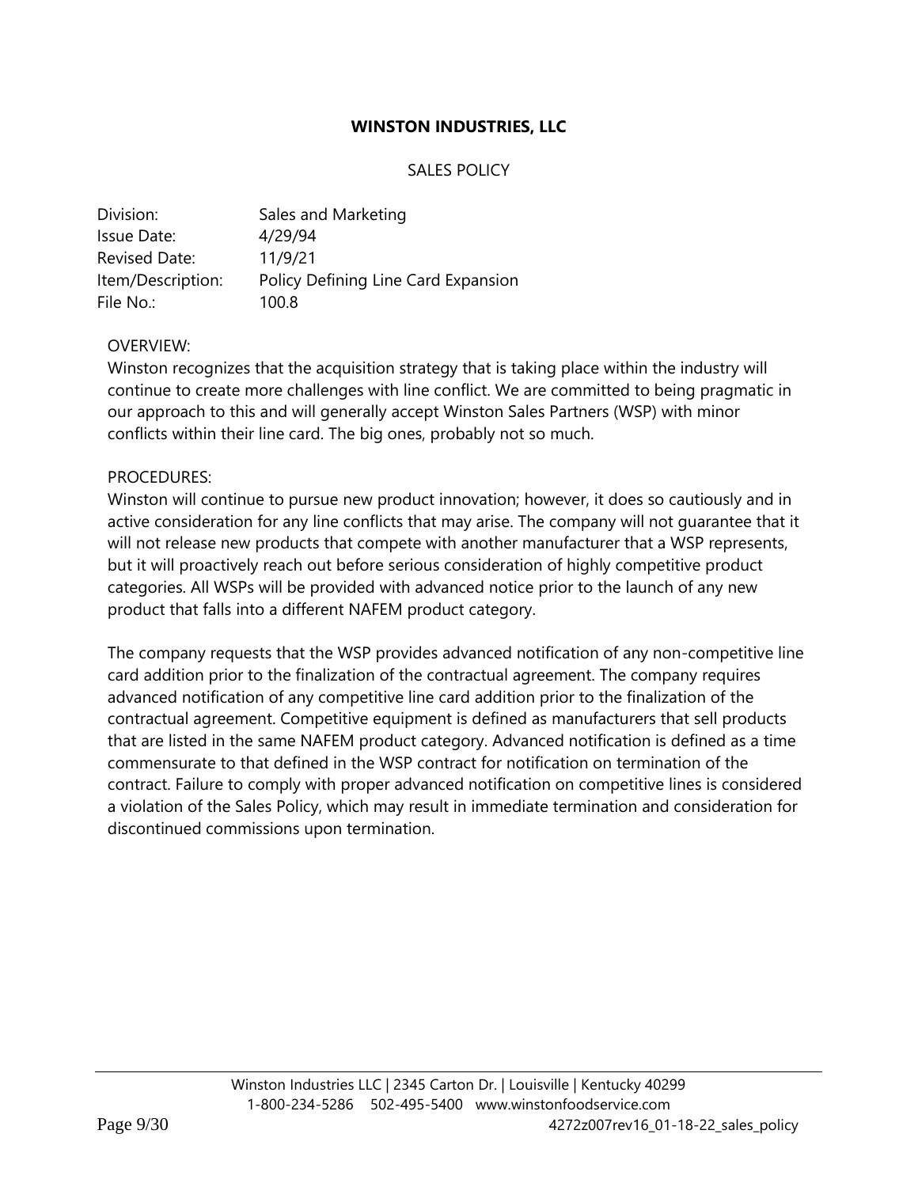**WINSTON INDUSTRIES, LLC**

SALES POLICY

| Division: | Sales and Marketing |
|---|---|
| Issue Date: | 4/29/94 |
| Revised Date: | 11/9/21 |
| Item/Description: | Policy Defining Line Card Expansion |
| File No.: | 100.8 |

OVERVIEW:
Winston recognizes that the acquisition strategy that is taking place within the industry will continue to create more challenges with line conflict. We are committed to being pragmatic in our approach to this and will generally accept Winston Sales Partners (WSP) with minor conflicts within their line card. The big ones, probably not so much.

PROCEDURES:
Winston will continue to pursue new product innovation; however, it does so cautiously and in active consideration for any line conflicts that may arise. The company will not guarantee that it will not release new products that compete with another manufacturer that a WSP represents, but it will proactively reach out before serious consideration of highly competitive product categories. All WSPs will be provided with advanced notice prior to the launch of any new product that falls into a different NAFEM product category.

The company requests that the WSP provides advanced notification of any non-competitive line card addition prior to the finalization of the contractual agreement. The company requires advanced notification of any competitive line card addition prior to the finalization of the contractual agreement. Competitive equipment is defined as manufacturers that sell products that are listed in the same NAFEM product category. Advanced notification is defined as a time commensurate to that defined in the WSP contract for notification on termination of the contract. Failure to comply with proper advanced notification on competitive lines is considered a violation of the Sales Policy, which may result in immediate termination and consideration for discontinued commissions upon termination.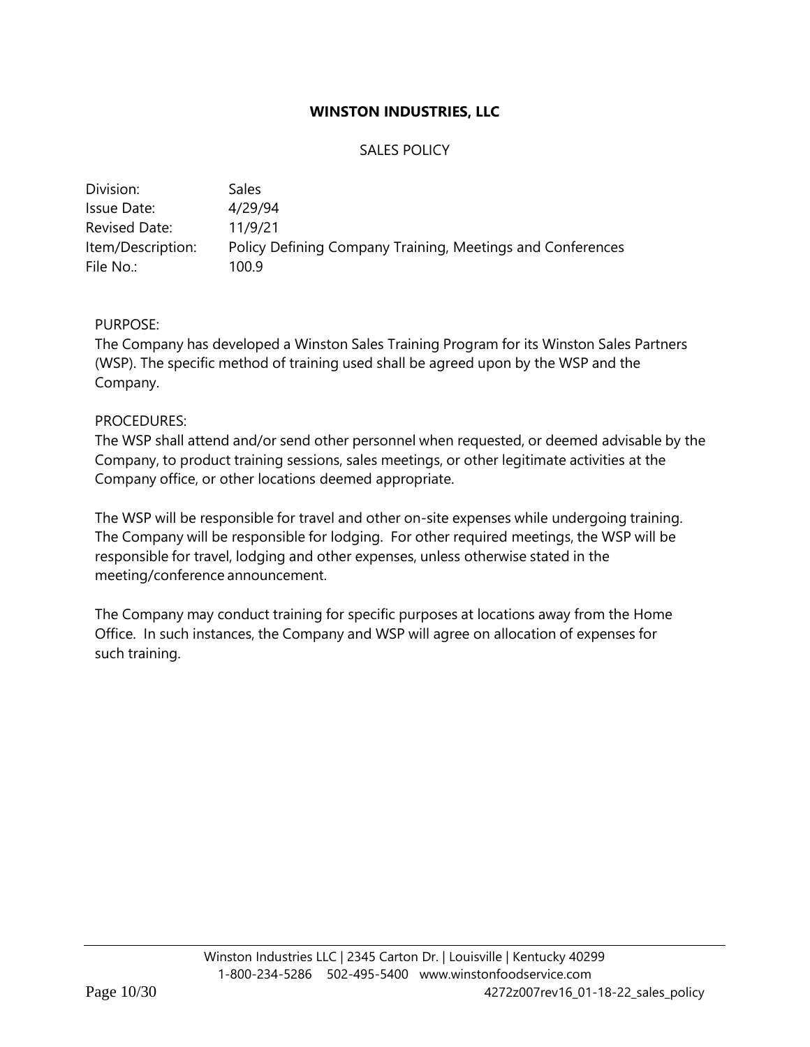**WINSTON INDUSTRIES, LLC**

SALES POLICY

| Division: | Sales |
|---|---|
| Issue Date: | 4/29/94 |
| Revised Date: | 11/9/21 |
| Item/Description: | Policy Defining Company Training, Meetings and Conferences |
| File No.: | 100.9 |

PURPOSE:

The Company has developed a Winston Sales Training Program for its Winston Sales Partners (WSP). The specific method of training used shall be agreed upon by the WSP and the Company.

PROCEDURES:

The WSP shall attend and/or send other personnel when requested, or deemed advisable by the Company, to product training sessions, sales meetings, or other legitimate activities at the Company office, or other locations deemed appropriate.

The WSP will be responsible for travel and other on-site expenses while undergoing training. The Company will be responsible for lodging. For other required meetings, the WSP will be responsible for travel, lodging and other expenses, unless otherwise stated in the meeting/conference announcement.

The Company may conduct training for specific purposes at locations away from the Home Office. In such instances, the Company and WSP will agree on allocation of expenses for such training.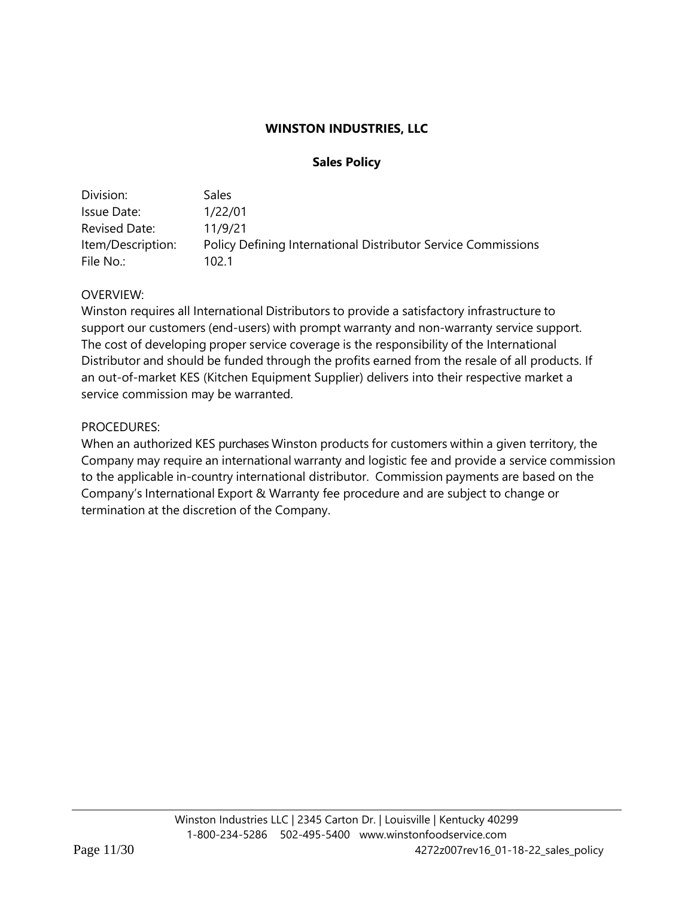**WINSTON INDUSTRIES, LLC**

**Sales Policy**

| | |
|---|---|
| Division: | Sales |
| Issue Date: | 1/22/01 |
| Revised Date: | 11/9/21 |
| Item/Description: | Policy Defining International Distributor Service Commissions |
| File No.: | 102.1 |

OVERVIEW:

Winston requires all International Distributors to provide a satisfactory infrastructure to support our customers (end-users) with prompt warranty and non-warranty service support. The cost of developing proper service coverage is the responsibility of the International Distributor and should be funded through the profits earned from the resale of all products. If an out-of-market KES (Kitchen Equipment Supplier) delivers into their respective market a service commission may be warranted.

PROCEDURES:

When an authorized KES purchases Winston products for customers within a given territory, the Company may require an international warranty and logistic fee and provide a service commission to the applicable in-country international distributor. Commission payments are based on the Company's International Export & Warranty fee procedure and are subject to change or termination at the discretion of the Company.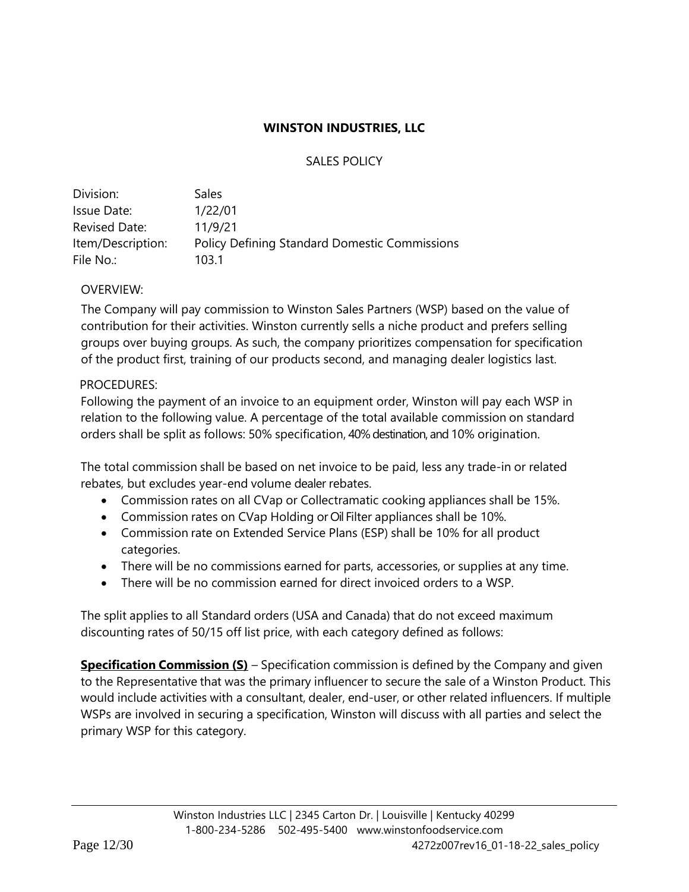**WINSTON INDUSTRIES, LLC**

SALES POLICY

Division: Sales
Issue Date: 1/22/01
Revised Date: 11/9/21
Item/Description: Policy Defining Standard Domestic Commissions
File No.: 103.1

OVERVIEW:

The Company will pay commission to Winston Sales Partners (WSP) based on the value of contribution for their activities. Winston currently sells a niche product and prefers selling groups over buying groups. As such, the company prioritizes compensation for specification of the product first, training of our products second, and managing dealer logistics last.

PROCEDURES:

Following the payment of an invoice to an equipment order, Winston will pay each WSP in relation to the following value. A percentage of the total available commission on standard orders shall be split as follows: 50% specification, 40% destination, and 10% origination.

The total commission shall be based on net invoice to be paid, less any trade-in or related rebates, but excludes year-end volume dealer rebates.

- Commission rates on all CVap or Collectramatic cooking appliances shall be 15%.
- Commission rates on CVap Holding or Oil Filter appliances shall be 10%.
- Commission rate on Extended Service Plans (ESP) shall be 10% for all product categories.
- There will be no commissions earned for parts, accessories, or supplies at any time.
- There will be no commission earned for direct invoiced orders to a WSP.

The split applies to all Standard orders (USA and Canada) that do not exceed maximum discounting rates of 50/15 off list price, with each category defined as follows:

**Specification Commission (S)** – Specification commission is defined by the Company and given to the Representative that was the primary influencer to secure the sale of a Winston Product. This would include activities with a consultant, dealer, end-user, or other related influencers. If multiple WSPs are involved in securing a specification, Winston will discuss with all parties and select the primary WSP for this category.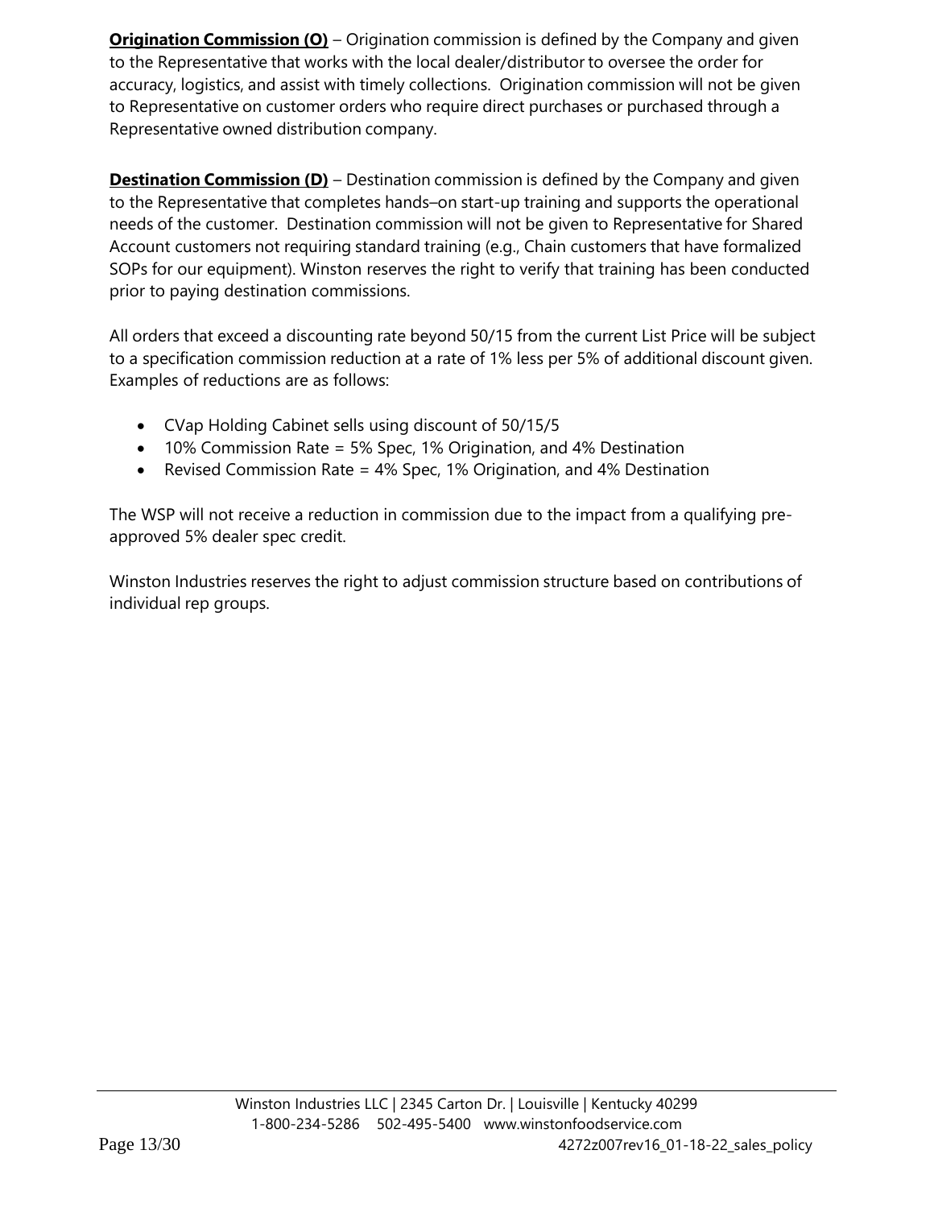**Origination Commission (O)** – Origination commission is defined by the Company and given to the Representative that works with the local dealer/distributor to oversee the order for accuracy, logistics, and assist with timely collections. Origination commission will not be given to Representative on customer orders who require direct purchases or purchased through a Representative owned distribution company.

**Destination Commission (D)** – Destination commission is defined by the Company and given to the Representative that completes hands–on start-up training and supports the operational needs of the customer. Destination commission will not be given to Representative for Shared Account customers not requiring standard training (e.g., Chain customers that have formalized SOPs for our equipment). Winston reserves the right to verify that training has been conducted prior to paying destination commissions.

All orders that exceed a discounting rate beyond 50/15 from the current List Price will be subject to a specification commission reduction at a rate of 1% less per 5% of additional discount given. Examples of reductions are as follows:

- CVap Holding Cabinet sells using discount of 50/15/5
- 10% Commission Rate = 5% Spec, 1% Origination, and 4% Destination
- Revised Commission Rate = 4% Spec, 1% Origination, and 4% Destination

The WSP will not receive a reduction in commission due to the impact from a qualifying pre-approved 5% dealer spec credit.

Winston Industries reserves the right to adjust commission structure based on contributions of individual rep groups.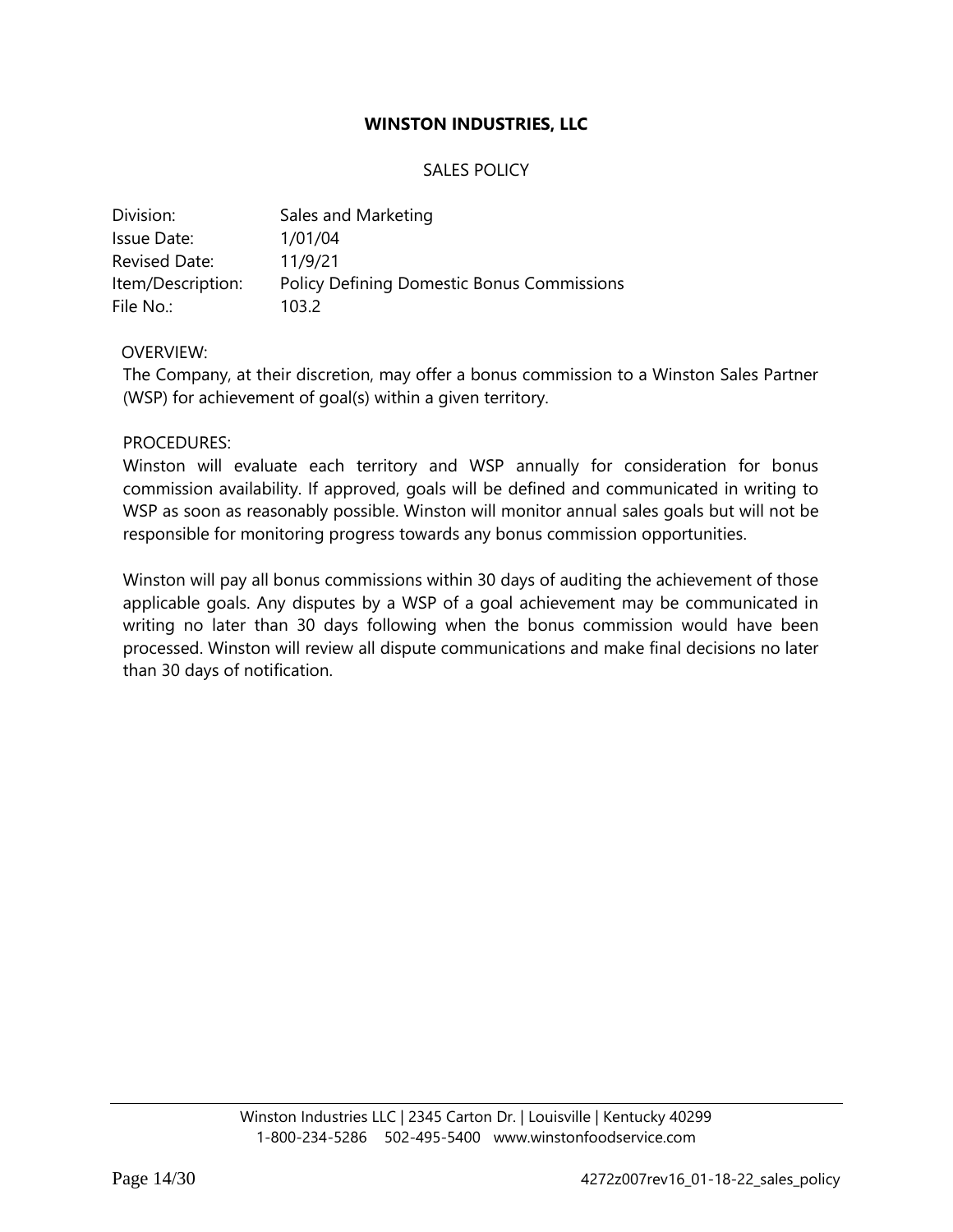**WINSTON INDUSTRIES, LLC**

SALES POLICY

| | |
|---|---|
| Division: | Sales and Marketing |
| Issue Date: | 1/01/04 |
| Revised Date: | 11/9/21 |
| Item/Description: | Policy Defining Domestic Bonus Commissions |
| File No.: | 103.2 |

OVERVIEW:

The Company, at their discretion, may offer a bonus commission to a Winston Sales Partner (WSP) for achievement of goal(s) within a given territory.

PROCEDURES:

Winston will evaluate each territory and WSP annually for consideration for bonus commission availability. If approved, goals will be defined and communicated in writing to WSP as soon as reasonably possible. Winston will monitor annual sales goals but will not be responsible for monitoring progress towards any bonus commission opportunities.

Winston will pay all bonus commissions within 30 days of auditing the achievement of those applicable goals. Any disputes by a WSP of a goal achievement may be communicated in writing no later than 30 days following when the bonus commission would have been processed. Winston will review all dispute communications and make final decisions no later than 30 days of notification.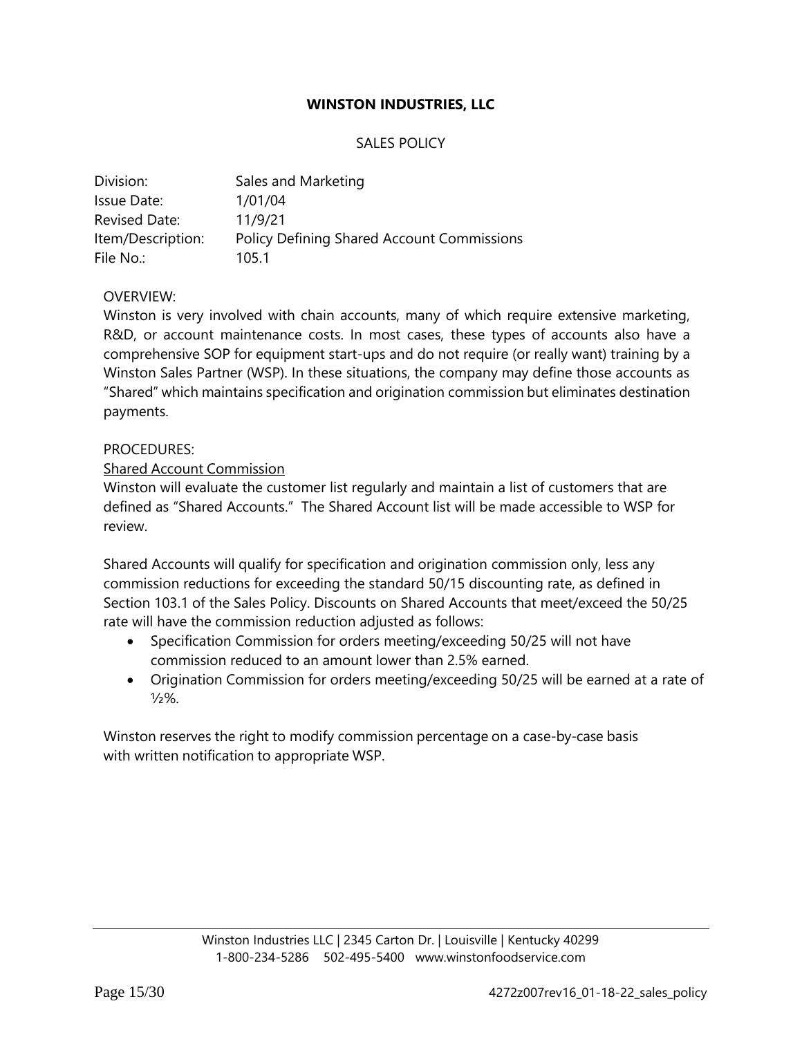**WINSTON INDUSTRIES, LLC**

SALES POLICY

| | |
|---|---|
| Division: | Sales and Marketing |
| Issue Date: | 1/01/04 |
| Revised Date: | 11/9/21 |
| Item/Description: | Policy Defining Shared Account Commissions |
| File No.: | 105.1 |

OVERVIEW:

Winston is very involved with chain accounts, many of which require extensive marketing, R&D, or account maintenance costs. In most cases, these types of accounts also have a comprehensive SOP for equipment start-ups and do not require (or really want) training by a Winston Sales Partner (WSP). In these situations, the company may define those accounts as "Shared" which maintains specification and origination commission but eliminates destination payments.

PROCEDURES:

Shared Account Commission

Winston will evaluate the customer list regularly and maintain a list of customers that are defined as "Shared Accounts." The Shared Account list will be made accessible to WSP for review.

Shared Accounts will qualify for specification and origination commission only, less any commission reductions for exceeding the standard 50/15 discounting rate, as defined in Section 103.1 of the Sales Policy. Discounts on Shared Accounts that meet/exceed the 50/25 rate will have the commission reduction adjusted as follows:

- Specification Commission for orders meeting/exceeding 50/25 will not have commission reduced to an amount lower than 2.5% earned.
- Origination Commission for orders meeting/exceeding 50/25 will be earned at a rate of ½%.

Winston reserves the right to modify commission percentage on a case-by-case basis with written notification to appropriate WSP.

Winston Industries LLC | 2345 Carton Dr. | Louisville | Kentucky 40299
1-800-234-5286 502-495-5400 www.winstonfoodservice.com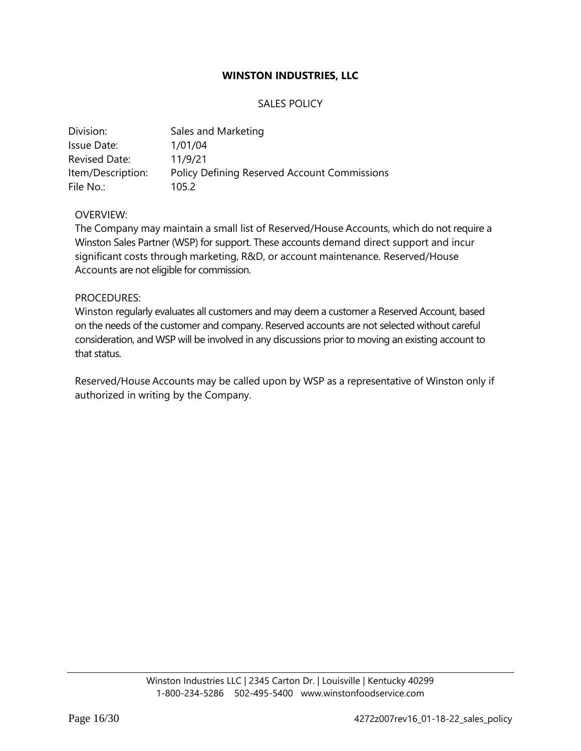**WINSTON INDUSTRIES, LLC**

SALES POLICY

| | |
|---|---|
| Division: | Sales and Marketing |
| Issue Date: | 1/01/04 |
| Revised Date: | 11/9/21 |
| Item/Description: | Policy Defining Reserved Account Commissions |
| File No.: | 105.2 |

OVERVIEW:

The Company may maintain a small list of Reserved/House Accounts, which do not require a Winston Sales Partner (WSP) for support. These accounts demand direct support and incur significant costs through marketing, R&D, or account maintenance. Reserved/House Accounts are not eligible for commission.

PROCEDURES:

Winston regularly evaluates all customers and may deem a customer a Reserved Account, based on the needs of the customer and company. Reserved accounts are not selected without careful consideration, and WSP will be involved in any discussions prior to moving an existing account to that status.

Reserved/House Accounts may be called upon by WSP as a representative of Winston only if authorized in writing by the Company.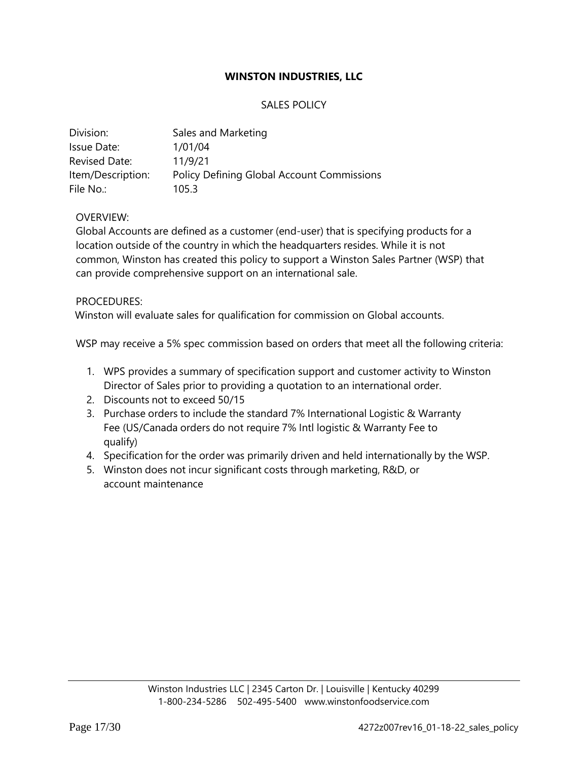**WINSTON INDUSTRIES, LLC**

SALES POLICY

| | |
|---|---|
| Division: | Sales and Marketing |
| Issue Date: | 1/01/04 |
| Revised Date: | 11/9/21 |
| Item/Description: | Policy Defining Global Account Commissions |
| File No.: | 105.3 |

OVERVIEW:
Global Accounts are defined as a customer (end-user) that is specifying products for a location outside of the country in which the headquarters resides. While it is not common, Winston has created this policy to support a Winston Sales Partner (WSP) that can provide comprehensive support on an international sale.

PROCEDURES:
Winston will evaluate sales for qualification for commission on Global accounts.

WSP may receive a 5% spec commission based on orders that meet all the following criteria:

1. WPS provides a summary of specification support and customer activity to Winston Director of Sales prior to providing a quotation to an international order.
2. Discounts not to exceed 50/15
3. Purchase orders to include the standard 7% International Logistic & Warranty Fee (US/Canada orders do not require 7% Intl logistic & Warranty Fee to qualify)
4. Specification for the order was primarily driven and held internationally by the WSP.
5. Winston does not incur significant costs through marketing, R&D, or account maintenance

Winston Industries LLC | 2345 Carton Dr. | Louisville | Kentucky 40299
1-800-234-5286 502-495-5400 www.winstonfoodservice.com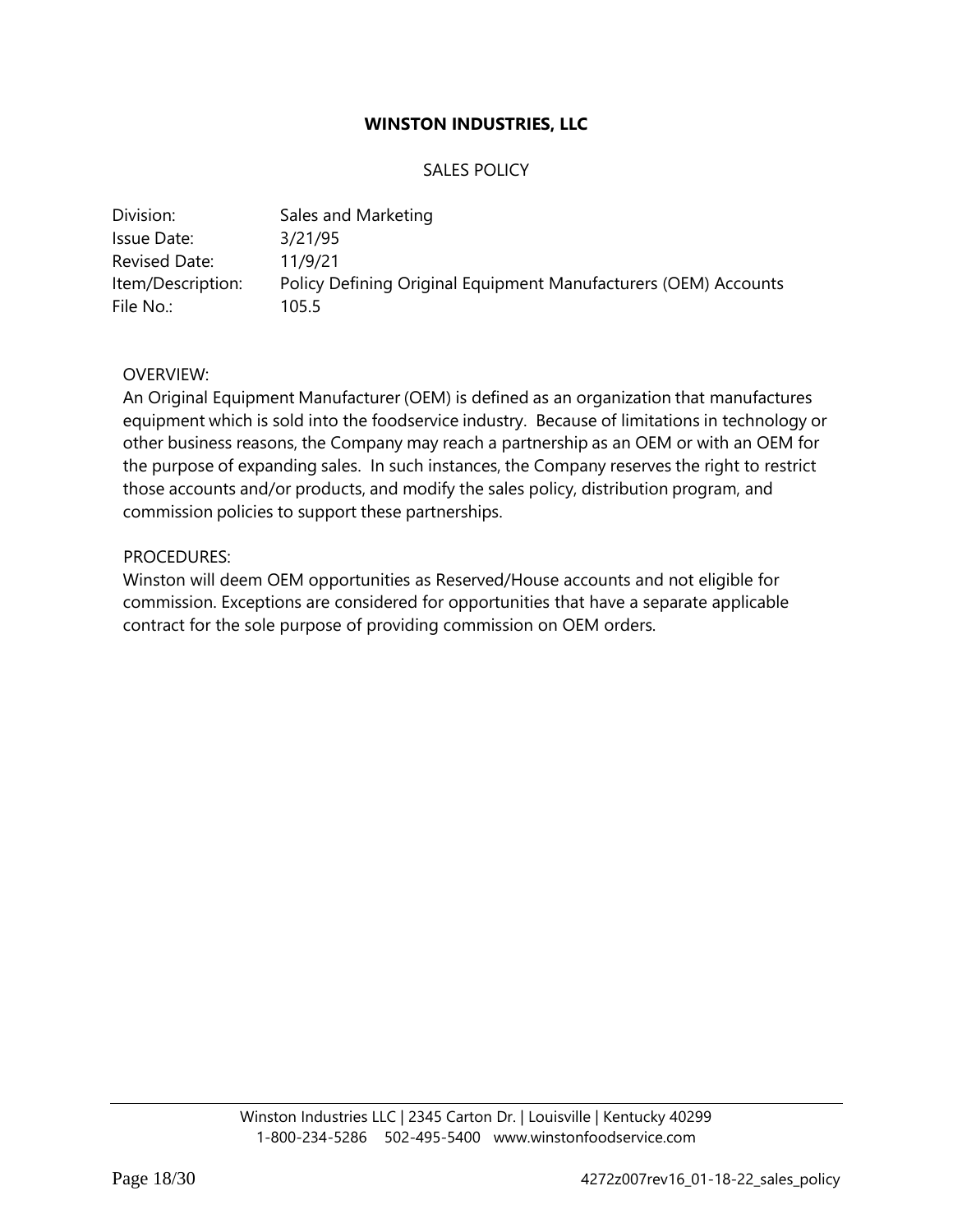# WINSTON INDUSTRIES, LLC

## SALES POLICY

| | |
|---|---|
| Division: | Sales and Marketing |
| Issue Date: | 3/21/95 |
| Revised Date: | 11/9/21 |
| Item/Description: | Policy Defining Original Equipment Manufacturers (OEM) Accounts |
| File No.: | 105.5 |

OVERVIEW:

An Original Equipment Manufacturer (OEM) is defined as an organization that manufactures equipment which is sold into the foodservice industry. Because of limitations in technology or other business reasons, the Company may reach a partnership as an OEM or with an OEM for the purpose of expanding sales. In such instances, the Company reserves the right to restrict those accounts and/or products, and modify the sales policy, distribution program, and commission policies to support these partnerships.

PROCEDURES:

Winston will deem OEM opportunities as Reserved/House accounts and not eligible for commission. Exceptions are considered for opportunities that have a separate applicable contract for the sole purpose of providing commission on OEM orders.

Winston Industries LLC | 2345 Carton Dr. | Louisville | Kentucky 40299
1-800-234-5286 502-495-5400 www.winstonfoodservice.com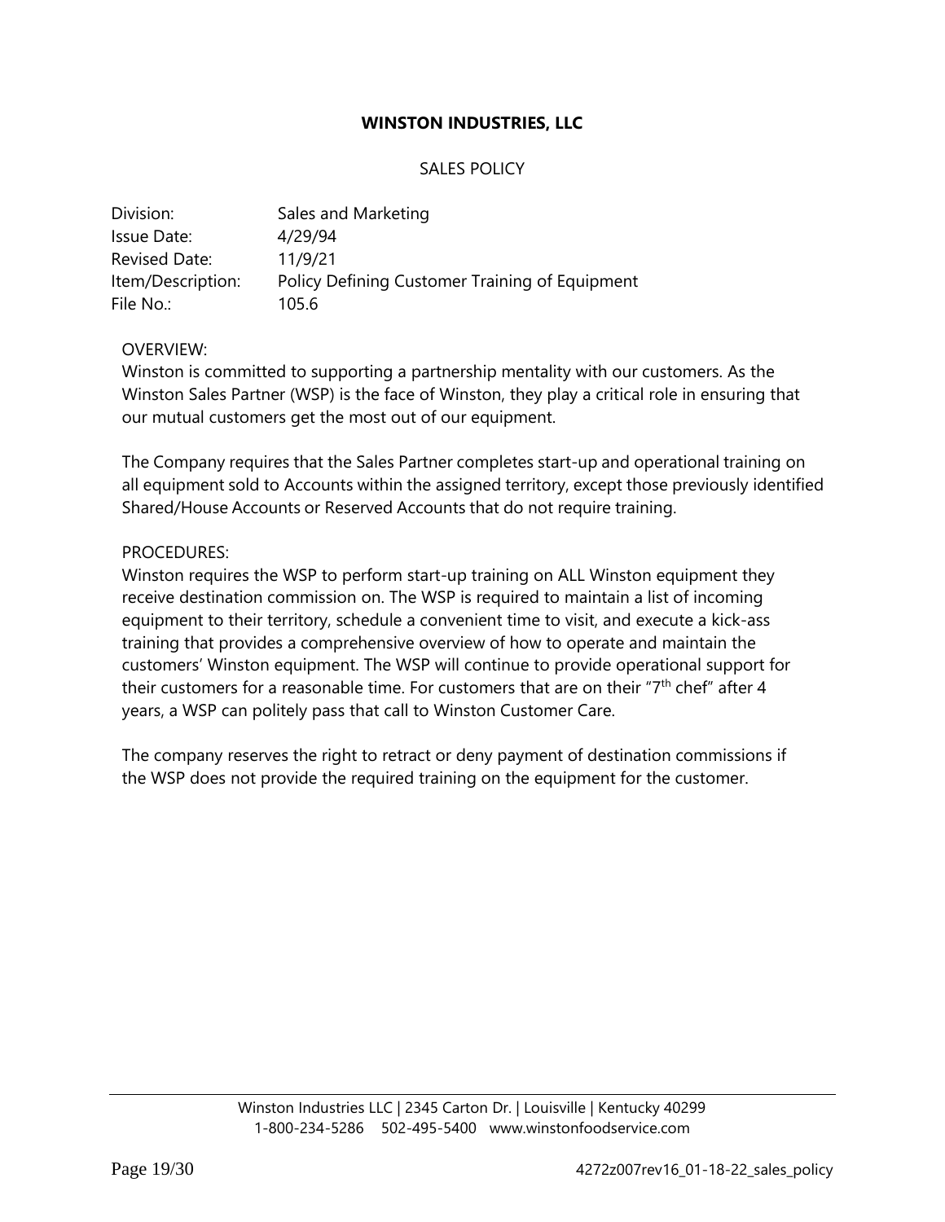**WINSTON INDUSTRIES, LLC**

SALES POLICY

| | |
|---|---|
| Division: | Sales and Marketing |
| Issue Date: | 4/29/94 |
| Revised Date: | 11/9/21 |
| Item/Description: | Policy Defining Customer Training of Equipment |
| File No.: | 105.6 |

OVERVIEW:

Winston is committed to supporting a partnership mentality with our customers. As the Winston Sales Partner (WSP) is the face of Winston, they play a critical role in ensuring that our mutual customers get the most out of our equipment.

The Company requires that the Sales Partner completes start-up and operational training on all equipment sold to Accounts within the assigned territory, except those previously identified Shared/House Accounts or Reserved Accounts that do not require training.

PROCEDURES:

Winston requires the WSP to perform start-up training on ALL Winston equipment they receive destination commission on. The WSP is required to maintain a list of incoming equipment to their territory, schedule a convenient time to visit, and execute a kick-ass training that provides a comprehensive overview of how to operate and maintain the customers' Winston equipment. The WSP will continue to provide operational support for their customers for a reasonable time. For customers that are on their "7th chef" after 4 years, a WSP can politely pass that call to Winston Customer Care.

The company reserves the right to retract or deny payment of destination commissions if the WSP does not provide the required training on the equipment for the customer.

Winston Industries LLC | 2345 Carton Dr. | Louisville | Kentucky 40299
1-800-234-5286 502-495-5400 www.winstonfoodservice.com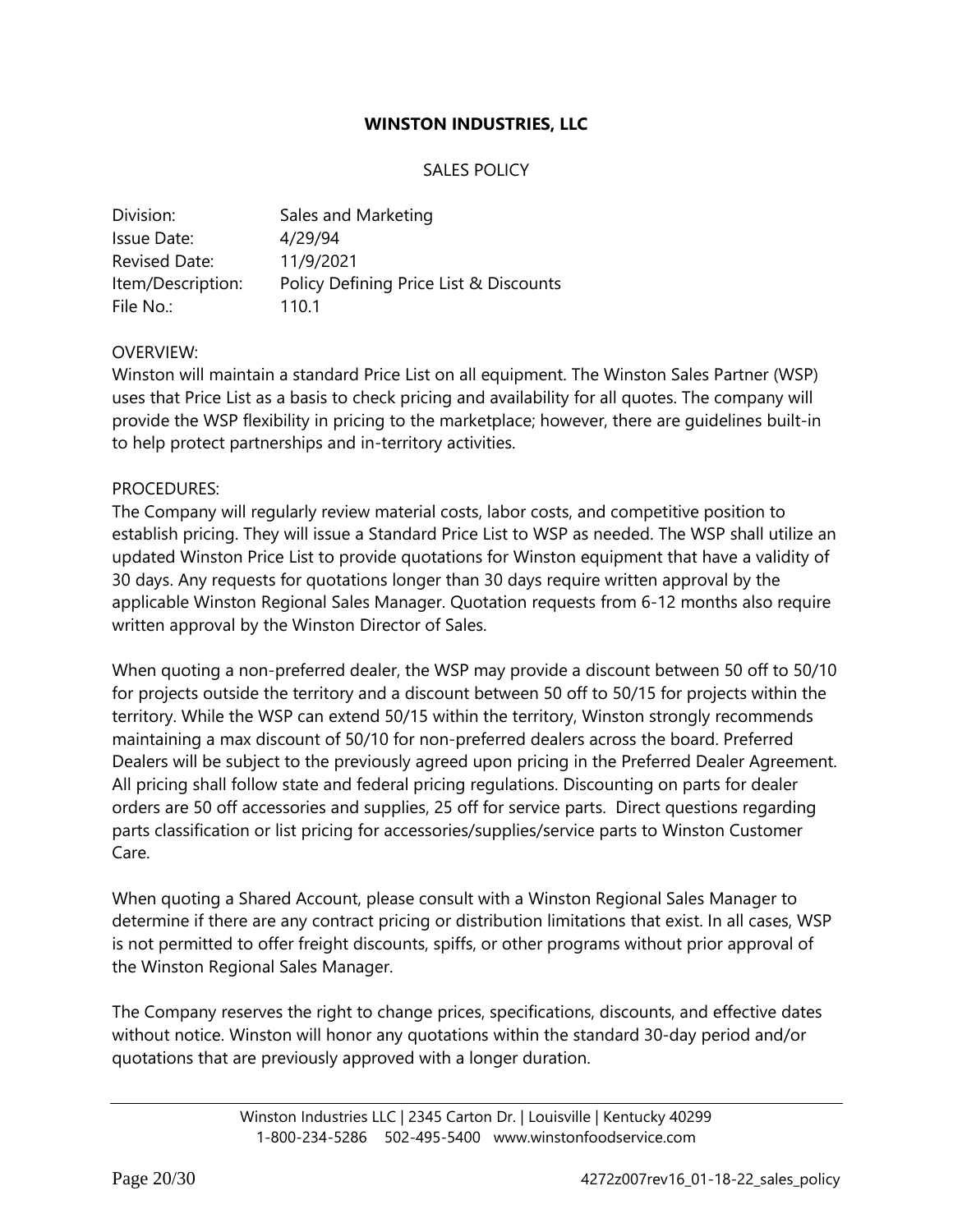**WINSTON INDUSTRIES, LLC**

SALES POLICY

| | |
|---|---|
| Division: | Sales and Marketing |
| Issue Date: | 4/29/94 |
| Revised Date: | 11/9/2021 |
| Item/Description: | Policy Defining Price List & Discounts |
| File No.: | 110.1 |

OVERVIEW:
Winston will maintain a standard Price List on all equipment. The Winston Sales Partner (WSP) uses that Price List as a basis to check pricing and availability for all quotes. The company will provide the WSP flexibility in pricing to the marketplace; however, there are guidelines built-in to help protect partnerships and in-territory activities.

PROCEDURES:
The Company will regularly review material costs, labor costs, and competitive position to establish pricing. They will issue a Standard Price List to WSP as needed. The WSP shall utilize an updated Winston Price List to provide quotations for Winston equipment that have a validity of 30 days. Any requests for quotations longer than 30 days require written approval by the applicable Winston Regional Sales Manager. Quotation requests from 6-12 months also require written approval by the Winston Director of Sales.

When quoting a non-preferred dealer, the WSP may provide a discount between 50 off to 50/10 for projects outside the territory and a discount between 50 off to 50/15 for projects within the territory. While the WSP can extend 50/15 within the territory, Winston strongly recommends maintaining a max discount of 50/10 for non-preferred dealers across the board. Preferred Dealers will be subject to the previously agreed upon pricing in the Preferred Dealer Agreement. All pricing shall follow state and federal pricing regulations. Discounting on parts for dealer orders are 50 off accessories and supplies, 25 off for service parts. Direct questions regarding parts classification or list pricing for accessories/supplies/service parts to Winston Customer Care.

When quoting a Shared Account, please consult with a Winston Regional Sales Manager to determine if there are any contract pricing or distribution limitations that exist. In all cases, WSP is not permitted to offer freight discounts, spiffs, or other programs without prior approval of the Winston Regional Sales Manager.

The Company reserves the right to change prices, specifications, discounts, and effective dates without notice. Winston will honor any quotations within the standard 30-day period and/or quotations that are previously approved with a longer duration.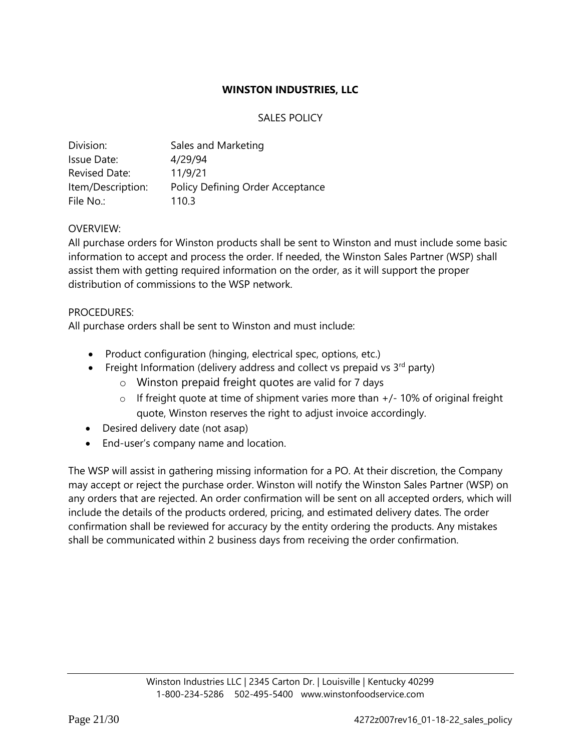**WINSTON INDUSTRIES, LLC**

SALES POLICY

| | |
|---|---|
| Division: | Sales and Marketing |
| Issue Date: | 4/29/94 |
| Revised Date: | 11/9/21 |
| Item/Description: | Policy Defining Order Acceptance |
| File No.: | 110.3 |

OVERVIEW:

All purchase orders for Winston products shall be sent to Winston and must include some basic information to accept and process the order. If needed, the Winston Sales Partner (WSP) shall assist them with getting required information on the order, as it will support the proper distribution of commissions to the WSP network.

PROCEDURES:

All purchase orders shall be sent to Winston and must include:

- Product configuration (hinging, electrical spec, options, etc.)
- Freight Information (delivery address and collect vs prepaid vs 3rd party)
  - Winston prepaid freight quotes are valid for 7 days
  - If freight quote at time of shipment varies more than +/- 10% of original freight quote, Winston reserves the right to adjust invoice accordingly.
- Desired delivery date (not asap)
- End-user's company name and location.

The WSP will assist in gathering missing information for a PO. At their discretion, the Company may accept or reject the purchase order. Winston will notify the Winston Sales Partner (WSP) on any orders that are rejected. An order confirmation will be sent on all accepted orders, which will include the details of the products ordered, pricing, and estimated delivery dates. The order confirmation shall be reviewed for accuracy by the entity ordering the products. Any mistakes shall be communicated within 2 business days from receiving the order confirmation.

Winston Industries LLC | 2345 Carton Dr. | Louisville | Kentucky 40299
1-800-234-5286 502-495-5400 www.winstonfoodservice.com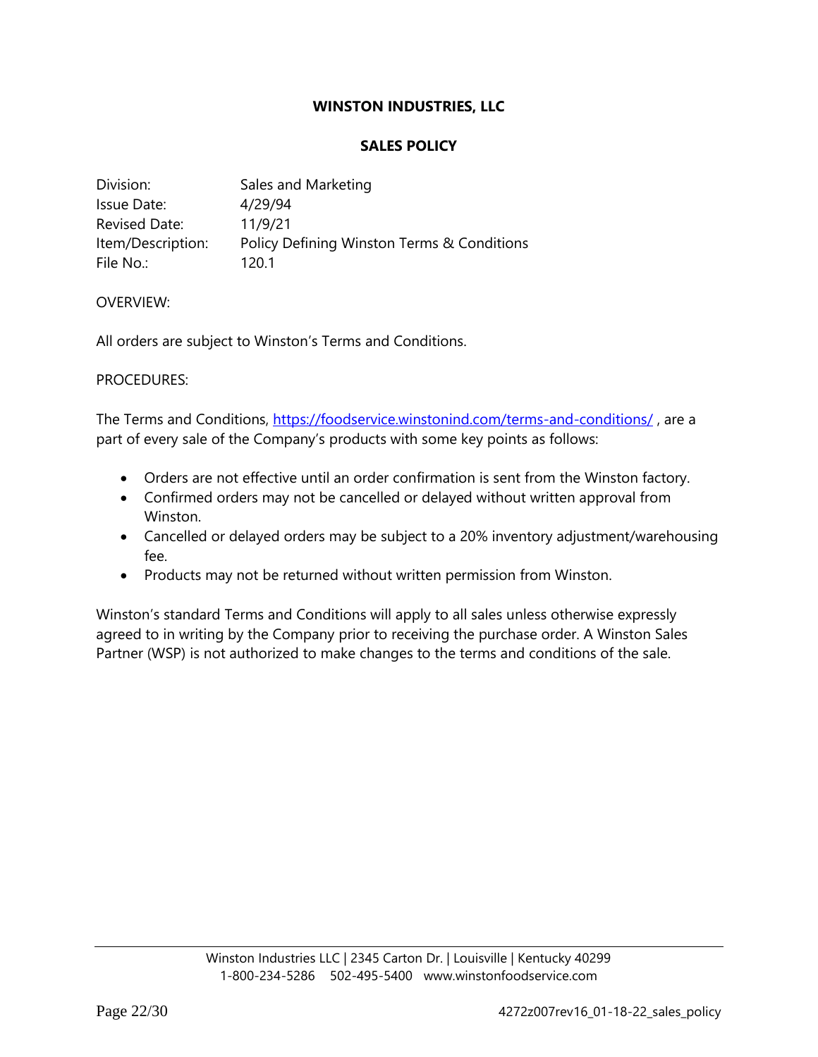**WINSTON INDUSTRIES, LLC**

**SALES POLICY**

| | |
|---|---|
| Division: | Sales and Marketing |
| Issue Date: | 4/29/94 |
| Revised Date: | 11/9/21 |
| Item/Description: | Policy Defining Winston Terms & Conditions |
| File No.: | 120.1 |

OVERVIEW:

All orders are subject to Winston's Terms and Conditions.

PROCEDURES:

The Terms and Conditions, [https://foodservice.winstonind.com/terms-and-conditions/](https://foodservice.winstonind.com/terms-and-conditions/) , are a part of every sale of the Company's products with some key points as follows:

- Orders are not effective until an order confirmation is sent from the Winston factory.
- Confirmed orders may not be cancelled or delayed without written approval from Winston.
- Cancelled or delayed orders may be subject to a 20% inventory adjustment/warehousing fee.
- Products may not be returned without written permission from Winston.

Winston's standard Terms and Conditions will apply to all sales unless otherwise expressly agreed to in writing by the Company prior to receiving the purchase order. A Winston Sales Partner (WSP) is not authorized to make changes to the terms and conditions of the sale.

Winston Industries LLC | 2345 Carton Dr. | Louisville | Kentucky 40299
1-800-234-5286   502-495-5400   www.winstonfoodservice.com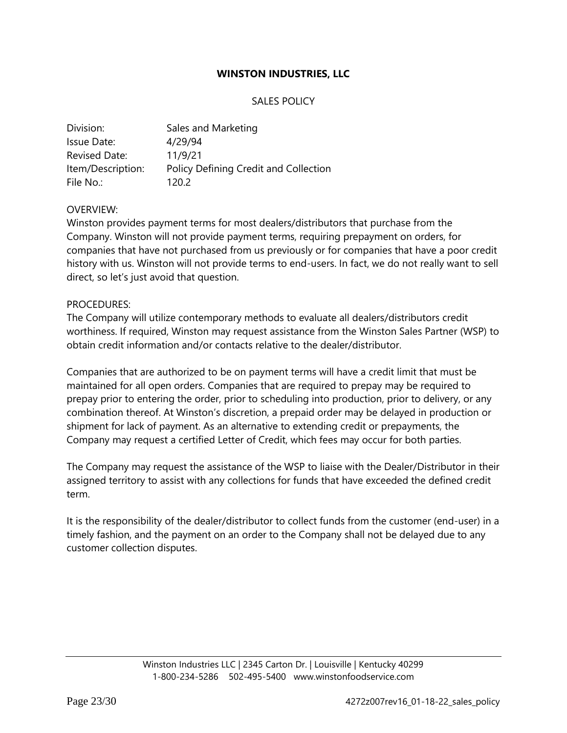# WINSTON INDUSTRIES, LLC

## SALES POLICY

| | |
|---|---|
| Division: | Sales and Marketing |
| Issue Date: | 4/29/94 |
| Revised Date: | 11/9/21 |
| Item/Description: | Policy Defining Credit and Collection |
| File No.: | 120.2 |

OVERVIEW:
Winston provides payment terms for most dealers/distributors that purchase from the Company. Winston will not provide payment terms, requiring prepayment on orders, for companies that have not purchased from us previously or for companies that have a poor credit history with us. Winston will not provide terms to end-users. In fact, we do not really want to sell direct, so let's just avoid that question.

PROCEDURES:
The Company will utilize contemporary methods to evaluate all dealers/distributors credit worthiness. If required, Winston may request assistance from the Winston Sales Partner (WSP) to obtain credit information and/or contacts relative to the dealer/distributor.

Companies that are authorized to be on payment terms will have a credit limit that must be maintained for all open orders. Companies that are required to prepay may be required to prepay prior to entering the order, prior to scheduling into production, prior to delivery, or any combination thereof. At Winston's discretion, a prepaid order may be delayed in production or shipment for lack of payment. As an alternative to extending credit or prepayments, the Company may request a certified Letter of Credit, which fees may occur for both parties.

The Company may request the assistance of the WSP to liaise with the Dealer/Distributor in their assigned territory to assist with any collections for funds that have exceeded the defined credit term.

It is the responsibility of the dealer/distributor to collect funds from the customer (end-user) in a timely fashion, and the payment on an order to the Company shall not be delayed due to any customer collection disputes.

Winston Industries LLC | 2345 Carton Dr. | Louisville | Kentucky 40299
1-800-234-5286 502-495-5400 www.winstonfoodservice.com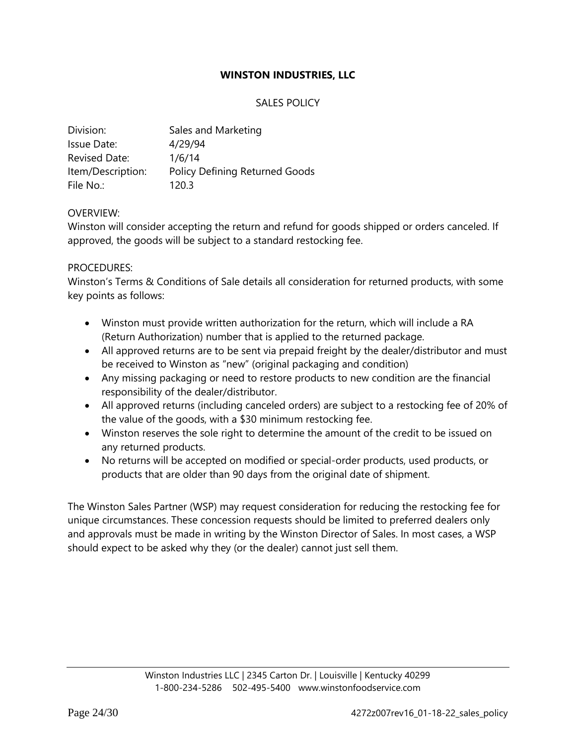**WINSTON INDUSTRIES, LLC**

SALES POLICY

| | |
|---|---|
| Division: | Sales and Marketing |
| Issue Date: | 4/29/94 |
| Revised Date: | 1/6/14 |
| Item/Description: | Policy Defining Returned Goods |
| File No.: | 120.3 |

OVERVIEW:
Winston will consider accepting the return and refund for goods shipped or orders canceled. If approved, the goods will be subject to a standard restocking fee.

PROCEDURES:
Winston's Terms & Conditions of Sale details all consideration for returned products, with some key points as follows:

- Winston must provide written authorization for the return, which will include a RA (Return Authorization) number that is applied to the returned package.
- All approved returns are to be sent via prepaid freight by the dealer/distributor and must be received to Winston as "new" (original packaging and condition)
- Any missing packaging or need to restore products to new condition are the financial responsibility of the dealer/distributor.
- All approved returns (including canceled orders) are subject to a restocking fee of 20% of the value of the goods, with a $30 minimum restocking fee.
- Winston reserves the sole right to determine the amount of the credit to be issued on any returned products.
- No returns will be accepted on modified or special-order products, used products, or products that are older than 90 days from the original date of shipment.

The Winston Sales Partner (WSP) may request consideration for reducing the restocking fee for unique circumstances. These concession requests should be limited to preferred dealers only and approvals must be made in writing by the Winston Director of Sales. In most cases, a WSP should expect to be asked why they (or the dealer) cannot just sell them.

Winston Industries LLC | 2345 Carton Dr. | Louisville | Kentucky 40299
1-800-234-5286 502-495-5400 www.winstonfoodservice.com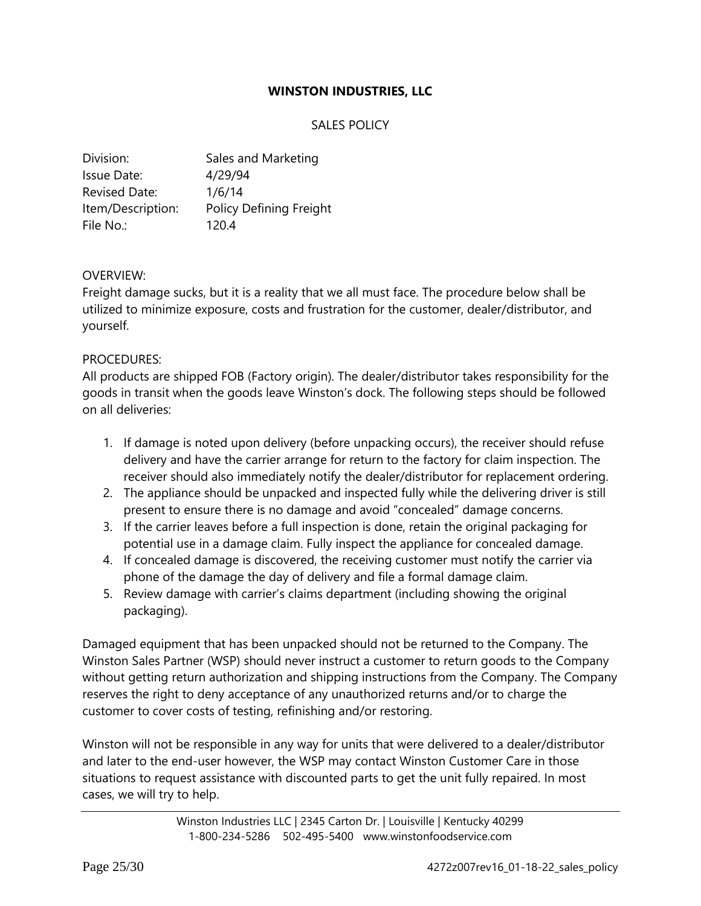**WINSTON INDUSTRIES, LLC**

SALES POLICY

| | |
|---|---|
| Division: | Sales and Marketing |
| Issue Date: | 4/29/94 |
| Revised Date: | 1/6/14 |
| Item/Description: | Policy Defining Freight |
| File No.: | 120.4 |

OVERVIEW:
Freight damage sucks, but it is a reality that we all must face. The procedure below shall be utilized to minimize exposure, costs and frustration for the customer, dealer/distributor, and yourself.

PROCEDURES:
All products are shipped FOB (Factory origin). The dealer/distributor takes responsibility for the goods in transit when the goods leave Winston's dock. The following steps should be followed on all deliveries:

1. If damage is noted upon delivery (before unpacking occurs), the receiver should refuse delivery and have the carrier arrange for return to the factory for claim inspection. The receiver should also immediately notify the dealer/distributor for replacement ordering.
2. The appliance should be unpacked and inspected fully while the delivering driver is still present to ensure there is no damage and avoid "concealed" damage concerns.
3. If the carrier leaves before a full inspection is done, retain the original packaging for potential use in a damage claim. Fully inspect the appliance for concealed damage.
4. If concealed damage is discovered, the receiving customer must notify the carrier via phone of the damage the day of delivery and file a formal damage claim.
5. Review damage with carrier's claims department (including showing the original packaging).

Damaged equipment that has been unpacked should not be returned to the Company. The Winston Sales Partner (WSP) should never instruct a customer to return goods to the Company without getting return authorization and shipping instructions from the Company. The Company reserves the right to deny acceptance of any unauthorized returns and/or to charge the customer to cover costs of testing, refinishing and/or restoring.

Winston will not be responsible in any way for units that were delivered to a dealer/distributor and later to the end-user however, the WSP may contact Winston Customer Care in those situations to request assistance with discounted parts to get the unit fully repaired. In most cases, we will try to help.

Winston Industries LLC | 2345 Carton Dr. | Louisville | Kentucky 40299
1-800-234-5286 502-495-5400 www.winstonfoodservice.com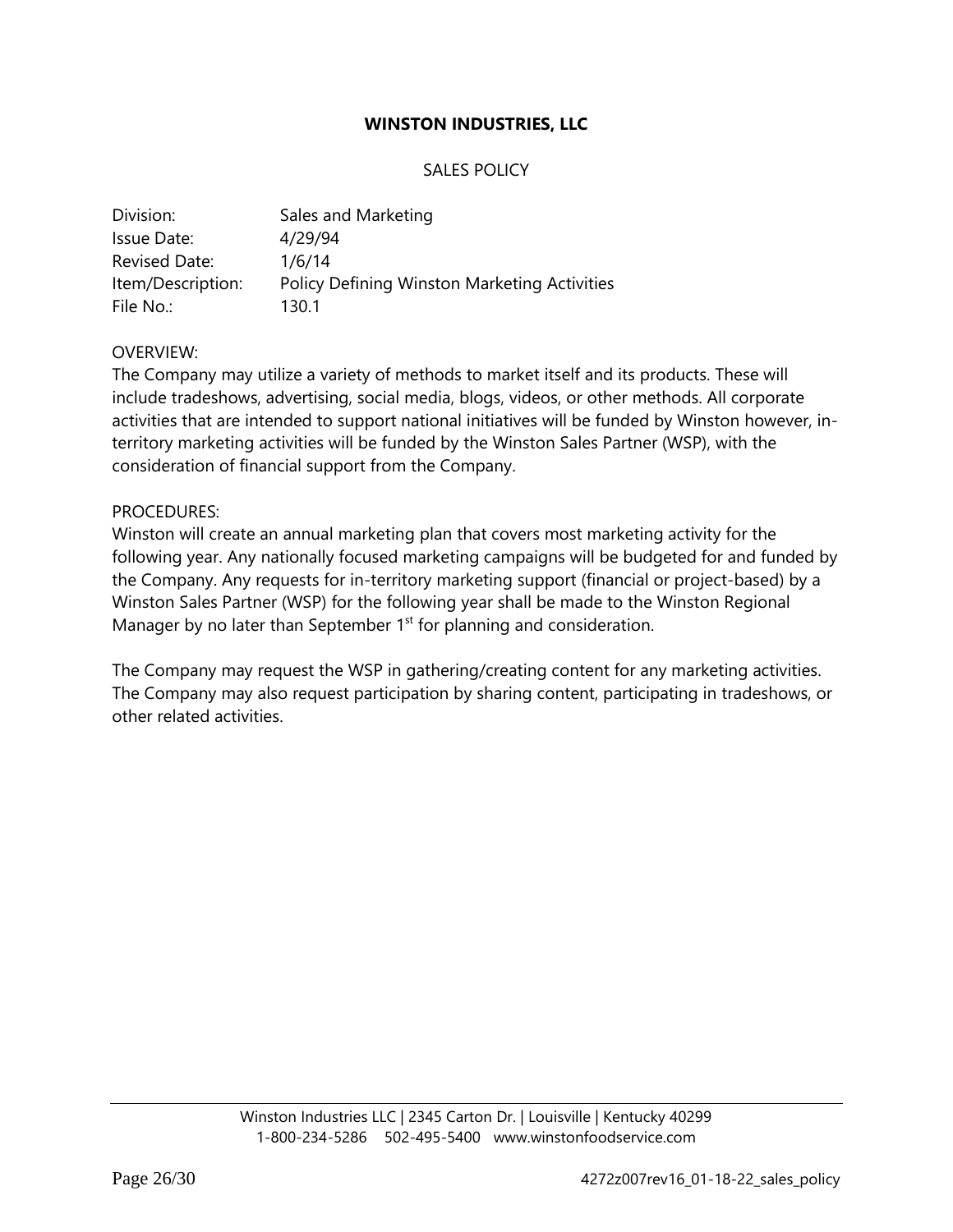**WINSTON INDUSTRIES, LLC**

SALES POLICY

| | |
|---|---|
| Division: | Sales and Marketing |
| Issue Date: | 4/29/94 |
| Revised Date: | 1/6/14 |
| Item/Description: | Policy Defining Winston Marketing Activities |
| File No.: | 130.1 |

OVERVIEW:
The Company may utilize a variety of methods to market itself and its products. These will include tradeshows, advertising, social media, blogs, videos, or other methods. All corporate activities that are intended to support national initiatives will be funded by Winston however, in-territory marketing activities will be funded by the Winston Sales Partner (WSP), with the consideration of financial support from the Company.

PROCEDURES:
Winston will create an annual marketing plan that covers most marketing activity for the following year. Any nationally focused marketing campaigns will be budgeted for and funded by the Company. Any requests for in-territory marketing support (financial or project-based) by a Winston Sales Partner (WSP) for the following year shall be made to the Winston Regional Manager by no later than September 1st for planning and consideration.

The Company may request the WSP in gathering/creating content for any marketing activities. The Company may also request participation by sharing content, participating in tradeshows, or other related activities.

Winston Industries LLC | 2345 Carton Dr. | Louisville | Kentucky 40299
1-800-234-5286 502-495-5400 www.winstonfoodservice.com

4272z007rev16_01-18-22_sales_policy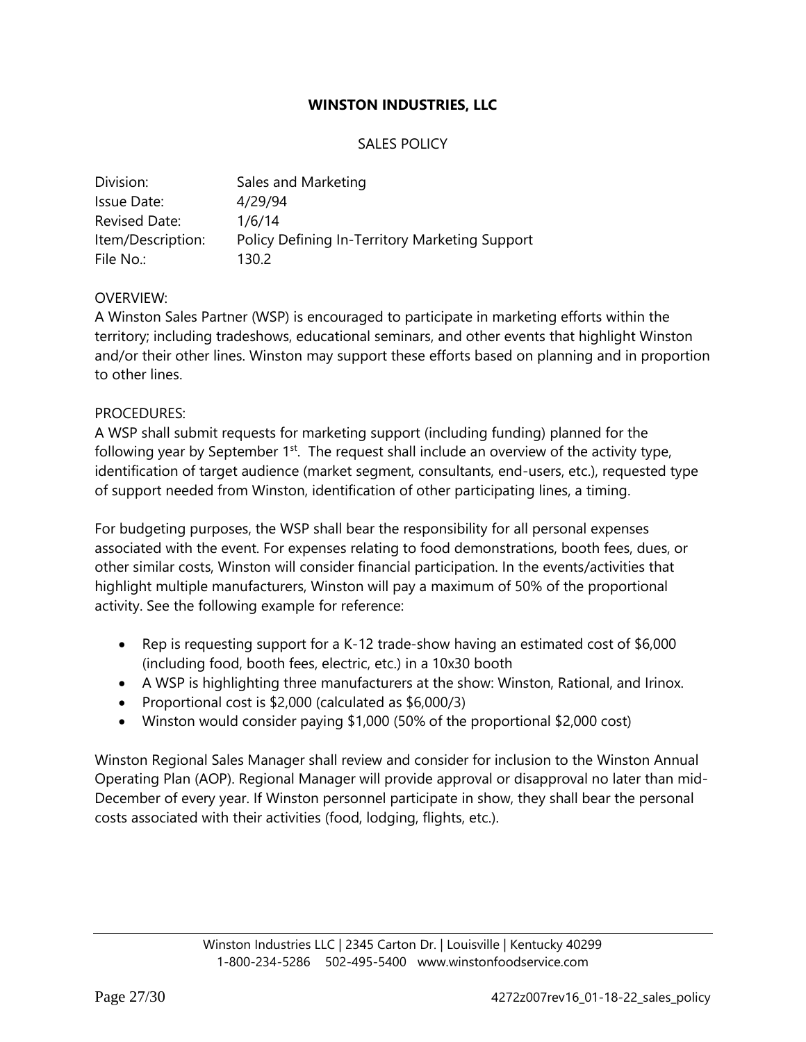**WINSTON INDUSTRIES, LLC**

SALES POLICY

| | |
|---|---|
| Division: | Sales and Marketing |
| Issue Date: | 4/29/94 |
| Revised Date: | 1/6/14 |
| Item/Description: | Policy Defining In-Territory Marketing Support |
| File No.: | 130.2 |

OVERVIEW:
A Winston Sales Partner (WSP) is encouraged to participate in marketing efforts within the territory; including tradeshows, educational seminars, and other events that highlight Winston and/or their other lines. Winston may support these efforts based on planning and in proportion to other lines.

PROCEDURES:
A WSP shall submit requests for marketing support (including funding) planned for the following year by September 1st. The request shall include an overview of the activity type, identification of target audience (market segment, consultants, end-users, etc.), requested type of support needed from Winston, identification of other participating lines, a timing.

For budgeting purposes, the WSP shall bear the responsibility for all personal expenses associated with the event. For expenses relating to food demonstrations, booth fees, dues, or other similar costs, Winston will consider financial participation. In the events/activities that highlight multiple manufacturers, Winston will pay a maximum of 50% of the proportional activity. See the following example for reference:

- Rep is requesting support for a K-12 trade-show having an estimated cost of $6,000 (including food, booth fees, electric, etc.) in a 10x30 booth
- A WSP is highlighting three manufacturers at the show: Winston, Rational, and Irinox.
- Proportional cost is $2,000 (calculated as $6,000/3)
- Winston would consider paying $1,000 (50% of the proportional $2,000 cost)

Winston Regional Sales Manager shall review and consider for inclusion to the Winston Annual Operating Plan (AOP). Regional Manager will provide approval or disapproval no later than mid-December of every year. If Winston personnel participate in show, they shall bear the personal costs associated with their activities (food, lodging, flights, etc.).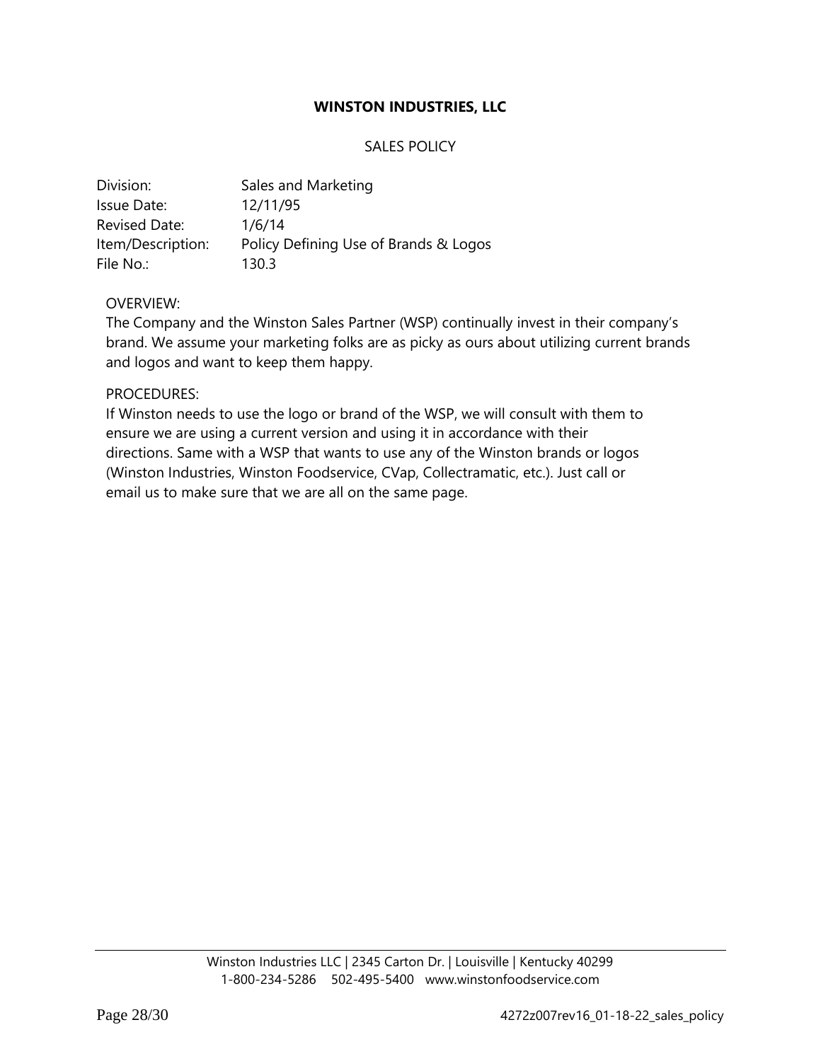**WINSTON INDUSTRIES, LLC**

SALES POLICY

| | |
|---|---|
| Division: | Sales and Marketing |
| Issue Date: | 12/11/95 |
| Revised Date: | 1/6/14 |
| Item/Description: | Policy Defining Use of Brands & Logos |
| File No.: | 130.3 |

OVERVIEW:

The Company and the Winston Sales Partner (WSP) continually invest in their company's brand. We assume your marketing folks are as picky as ours about utilizing current brands and logos and want to keep them happy.

PROCEDURES:

If Winston needs to use the logo or brand of the WSP, we will consult with them to ensure we are using a current version and using it in accordance with their directions. Same with a WSP that wants to use any of the Winston brands or logos (Winston Industries, Winston Foodservice, CVap, Collectramatic, etc.). Just call or email us to make sure that we are all on the same page.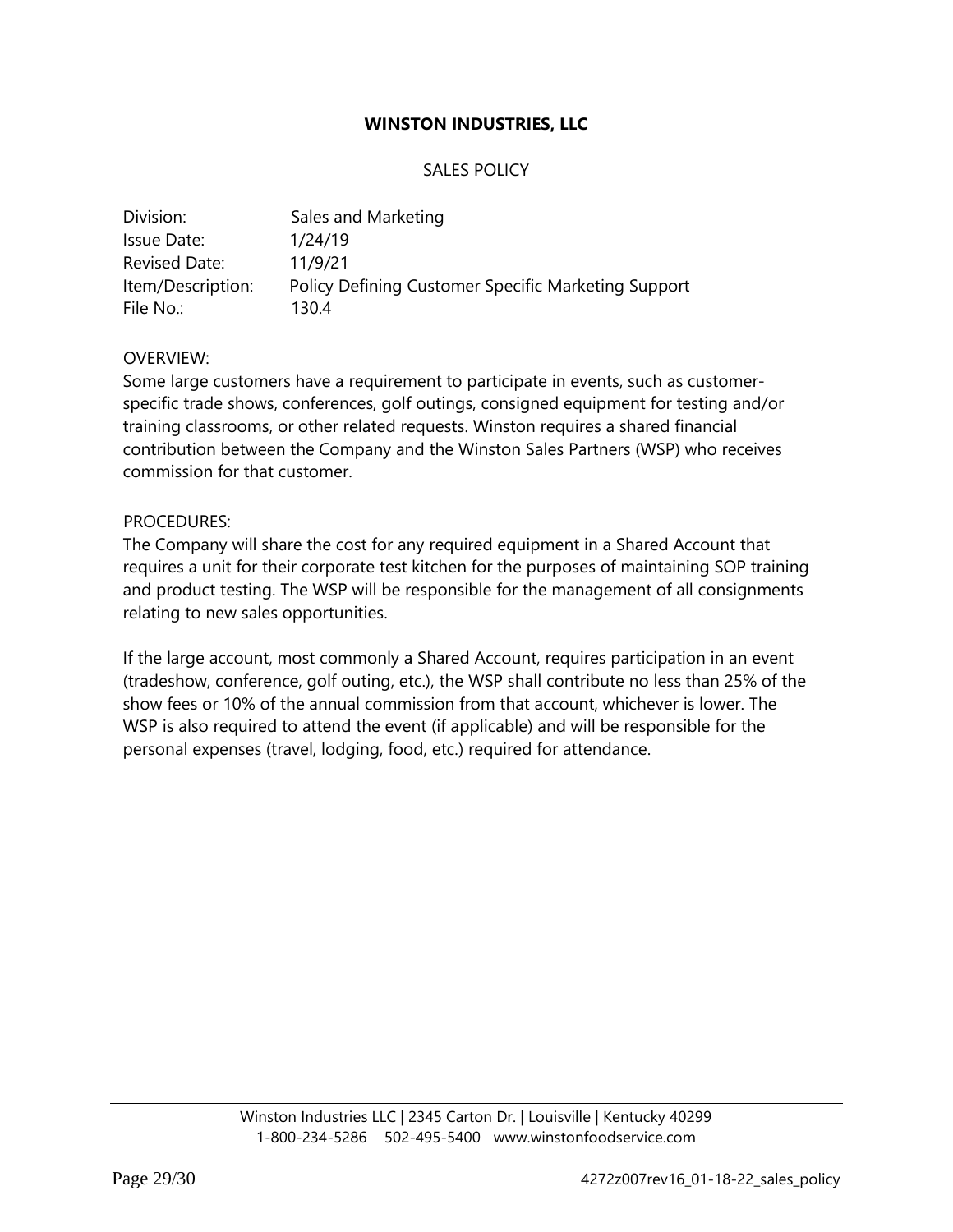**WINSTON INDUSTRIES, LLC**

SALES POLICY

| | |
|---|---|
| Division: | Sales and Marketing |
| Issue Date: | 1/24/19 |
| Revised Date: | 11/9/21 |
| Item/Description: | Policy Defining Customer Specific Marketing Support |
| File No.: | 130.4 |

OVERVIEW:
Some large customers have a requirement to participate in events, such as customer-specific trade shows, conferences, golf outings, consigned equipment for testing and/or training classrooms, or other related requests. Winston requires a shared financial contribution between the Company and the Winston Sales Partners (WSP) who receives commission for that customer.

PROCEDURES:
The Company will share the cost for any required equipment in a Shared Account that requires a unit for their corporate test kitchen for the purposes of maintaining SOP training and product testing. The WSP will be responsible for the management of all consignments relating to new sales opportunities.

If the large account, most commonly a Shared Account, requires participation in an event (tradeshow, conference, golf outing, etc.), the WSP shall contribute no less than 25% of the show fees or 10% of the annual commission from that account, whichever is lower. The WSP is also required to attend the event (if applicable) and will be responsible for the personal expenses (travel, lodging, food, etc.) required for attendance.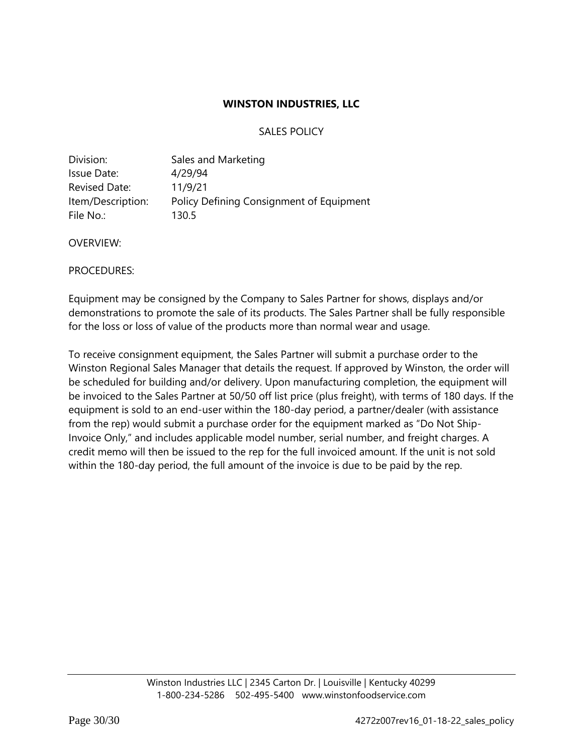**WINSTON INDUSTRIES, LLC**

SALES POLICY

| | |
|---|---|
| Division: | Sales and Marketing |
| Issue Date: | 4/29/94 |
| Revised Date: | 11/9/21 |
| Item/Description: | Policy Defining Consignment of Equipment |
| File No.: | 130.5 |

OVERVIEW:

PROCEDURES:

Equipment may be consigned by the Company to Sales Partner for shows, displays and/or demonstrations to promote the sale of its products. The Sales Partner shall be fully responsible for the loss or loss of value of the products more than normal wear and usage.

To receive consignment equipment, the Sales Partner will submit a purchase order to the Winston Regional Sales Manager that details the request. If approved by Winston, the order will be scheduled for building and/or delivery. Upon manufacturing completion, the equipment will be invoiced to the Sales Partner at 50/50 off list price (plus freight), with terms of 180 days. If the equipment is sold to an end-user within the 180-day period, a partner/dealer (with assistance from the rep) would submit a purchase order for the equipment marked as "Do Not Ship-Invoice Only," and includes applicable model number, serial number, and freight charges. A credit memo will then be issued to the rep for the full invoiced amount. If the unit is not sold within the 180-day period, the full amount of the invoice is due to be paid by the rep.

Winston Industries LLC | 2345 Carton Dr. | Louisville | Kentucky 40299
1-800-234-5286 502-495-5400 www.winstonfoodservice.com